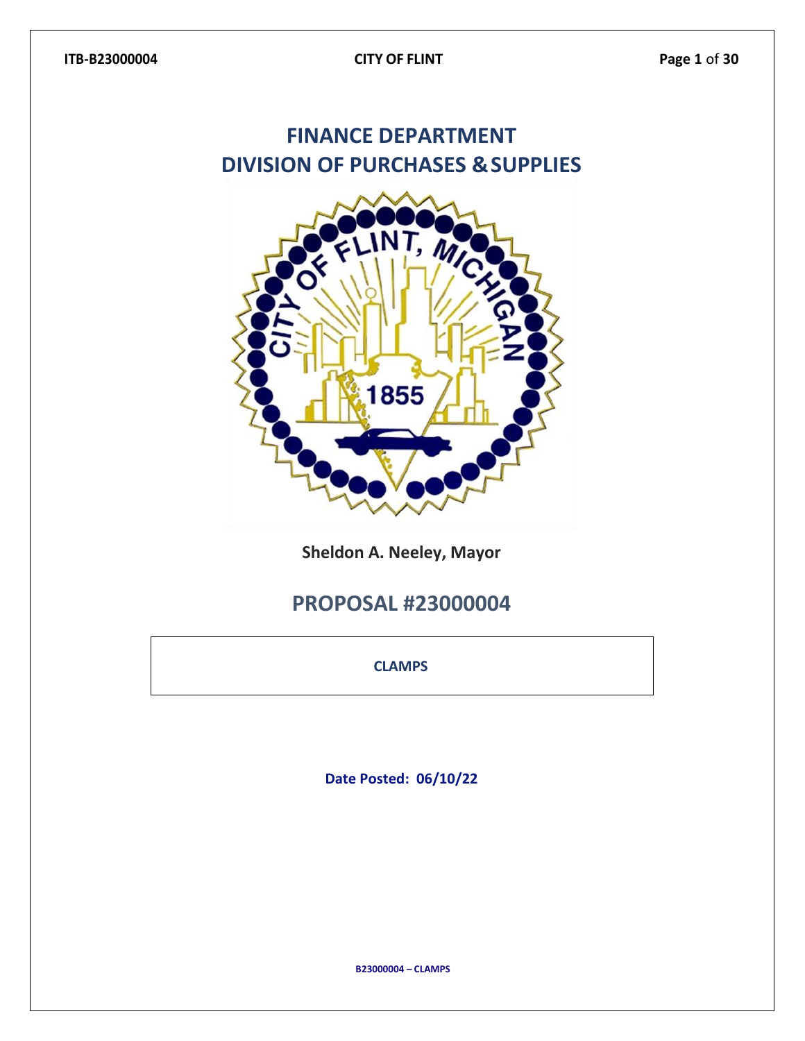# FINANCE DEPARTMENT
# DIVISION OF PURCHASES & SUPPLIES

**Sheldon A. Neeley, Mayor**

## PROPOSAL #23000004

**CLAMPS**

**Date Posted: 06/10/22**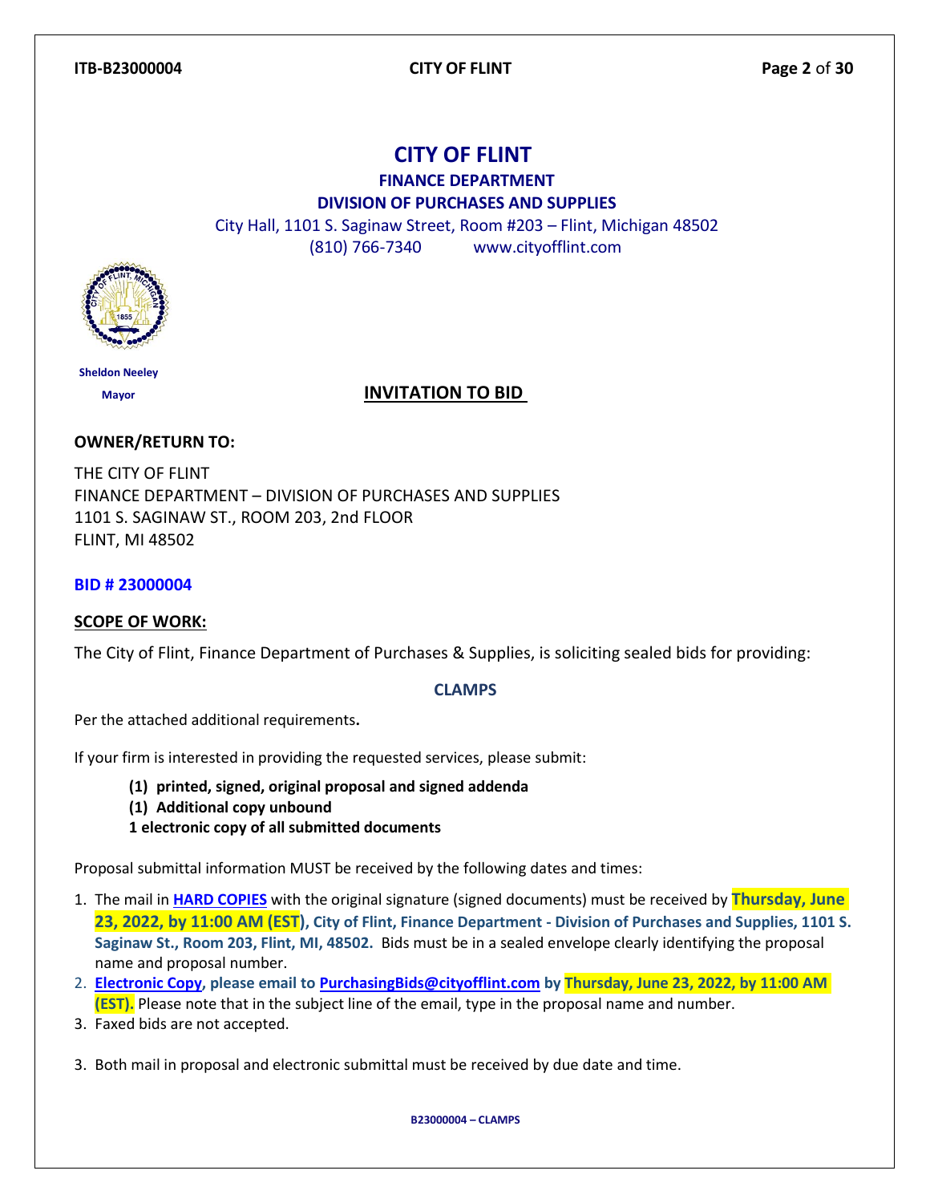# CITY OF FLINT

**FINANCE DEPARTMENT**

**DIVISION OF PURCHASES AND SUPPLIES**

City Hall, 1101 S. Saginaw Street, Room #203 – Flint, Michigan 48502
(810) 766-7340 www.cityofflint.com

**Sheldon Neeley**
**Mayor**

## INVITATION TO BID

**OWNER/RETURN TO:**

THE CITY OF FLINT
FINANCE DEPARTMENT – DIVISION OF PURCHASES AND SUPPLIES
1101 S. SAGINAW ST., ROOM 203, 2nd FLOOR
FLINT, MI 48502

**BID # 23000004**

**SCOPE OF WORK:**

The City of Flint, Finance Department of Purchases & Supplies, is soliciting sealed bids for providing:

**CLAMPS**

Per the attached additional requirements**.**

If your firm is interested in providing the requested services, please submit:

- **(1) printed, signed, original proposal and signed addenda**
- **(1) Additional copy unbound**
- **1 electronic copy of all submitted documents**

Proposal submittal information MUST be received by the following dates and times:

1. The mail in **HARD COPIES** with the original signature (signed documents) must be received by **Thursday, June 23, 2022, by 11:00 AM (EST), City of Flint, Finance Department - Division of Purchases and Supplies, 1101 S. Saginaw St., Room 203, Flint, MI, 48502.** Bids must be in a sealed envelope clearly identifying the proposal name and proposal number.
2. **Electronic Copy, please email to PurchasingBids@cityofflint.com by Thursday, June 23, 2022, by 11:00 AM (EST).** Please note that in the subject line of the email, type in the proposal name and number.
3. Faxed bids are not accepted.

3. Both mail in proposal and electronic submittal must be received by due date and time.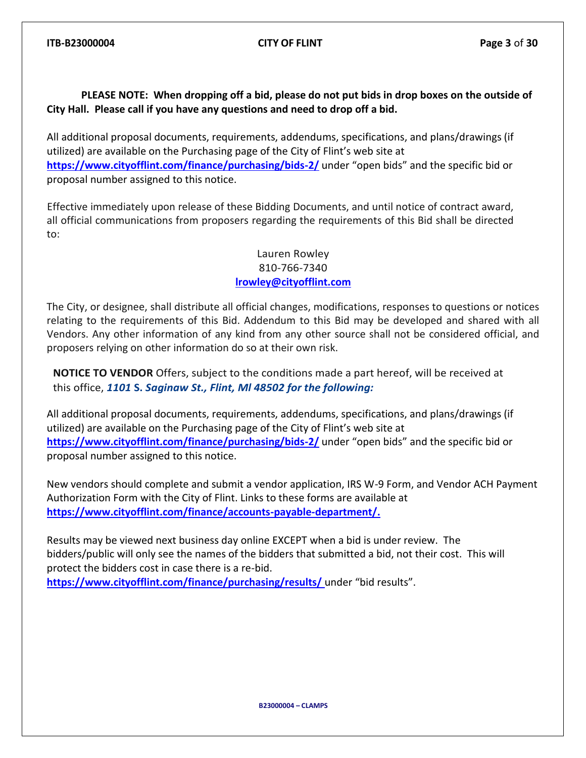**PLEASE NOTE: When dropping off a bid, please do not put bids in drop boxes on the outside of City Hall. Please call if you have any questions and need to drop off a bid.**

All additional proposal documents, requirements, addendums, specifications, and plans/drawings (if utilized) are available on the Purchasing page of the City of Flint's web site at **https://www.cityofflint.com/finance/purchasing/bids-2/** under "open bids" and the specific bid or proposal number assigned to this notice.

Effective immediately upon release of these Bidding Documents, and until notice of contract award, all official communications from proposers regarding the requirements of this Bid shall be directed to:

Lauren Rowley
810-766-7340
**lrowley@cityofflint.com**

The City, or designee, shall distribute all official changes, modifications, responses to questions or notices relating to the requirements of this Bid. Addendum to this Bid may be developed and shared with all Vendors. Any other information of any kind from any other source shall not be considered official, and proposers relying on other information do so at their own risk.

**NOTICE TO VENDOR** Offers, subject to the conditions made a part hereof, will be received at this office, ***1101 S. Saginaw St., Flint, Ml 48502 for the following:***

All additional proposal documents, requirements, addendums, specifications, and plans/drawings (if utilized) are available on the Purchasing page of the City of Flint's web site at **https://www.cityofflint.com/finance/purchasing/bids-2/** under "open bids" and the specific bid or proposal number assigned to this notice.

New vendors should complete and submit a vendor application, IRS W-9 Form, and Vendor ACH Payment Authorization Form with the City of Flint. Links to these forms are available at **https://www.cityofflint.com/finance/accounts-payable-department/.**

Results may be viewed next business day online EXCEPT when a bid is under review. The bidders/public will only see the names of the bidders that submitted a bid, not their cost. This will protect the bidders cost in case there is a re-bid.
**https://www.cityofflint.com/finance/purchasing/results/** under "bid results".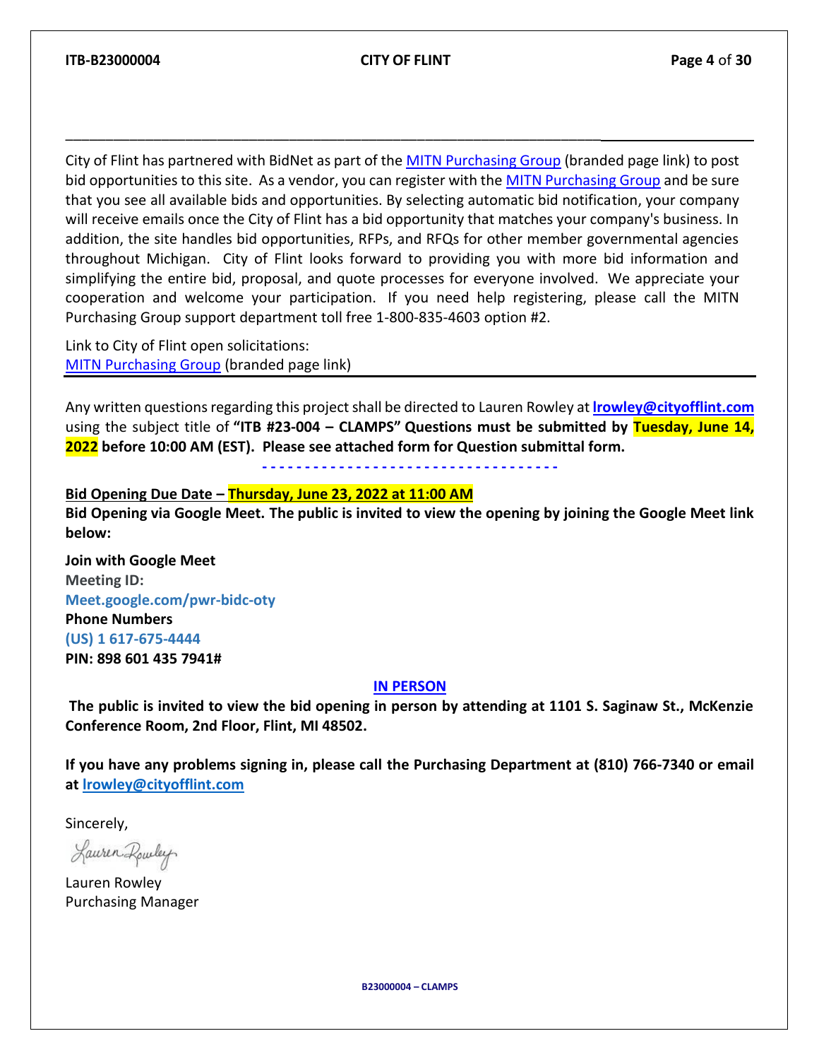City of Flint has partnered with BidNet as part of the MITN Purchasing Group (branded page link) to post bid opportunities to this site. As a vendor, you can register with the MITN Purchasing Group and be sure that you see all available bids and opportunities. By selecting automatic bid notification, your company will receive emails once the City of Flint has a bid opportunity that matches your company's business. In addition, the site handles bid opportunities, RFPs, and RFQs for other member governmental agencies throughout Michigan. City of Flint looks forward to providing you with more bid information and simplifying the entire bid, proposal, and quote processes for everyone involved. We appreciate your cooperation and welcome your participation. If you need help registering, please call the MITN Purchasing Group support department toll free 1-800-835-4603 option #2.

Link to City of Flint open solicitations:
MITN Purchasing Group (branded page link)

---

Any written questions regarding this project shall be directed to Lauren Rowley at **lrowley@cityofflint.com** using the subject title of **"ITB #23-004 – CLAMPS" Questions must be submitted by Tuesday, June 14, 2022 before 10:00 AM (EST). Please see attached form for Question submittal form.**

- - - - - - - - - - - - - - - - - - - - - - - - - - - - - - - - - - -

**Bid Opening Due Date – Thursday, June 23, 2022 at 11:00 AM**

**Bid Opening via Google Meet. The public is invited to view the opening by joining the Google Meet link below:**

**Join with Google Meet**
**Meeting ID:**
**Meet.google.com/pwr-bidc-oty**
**Phone Numbers**
**(US) 1 617-675-4444**
**PIN: 898 601 435 7941#**

**IN PERSON**

**The public is invited to view the bid opening in person by attending at 1101 S. Saginaw St., McKenzie Conference Room, 2nd Floor, Flint, MI 48502.**

**If you have any problems signing in, please call the Purchasing Department at (810) 766-7340 or email at lrowley@cityofflint.com**

Sincerely,

Lauren Rowley
Purchasing Manager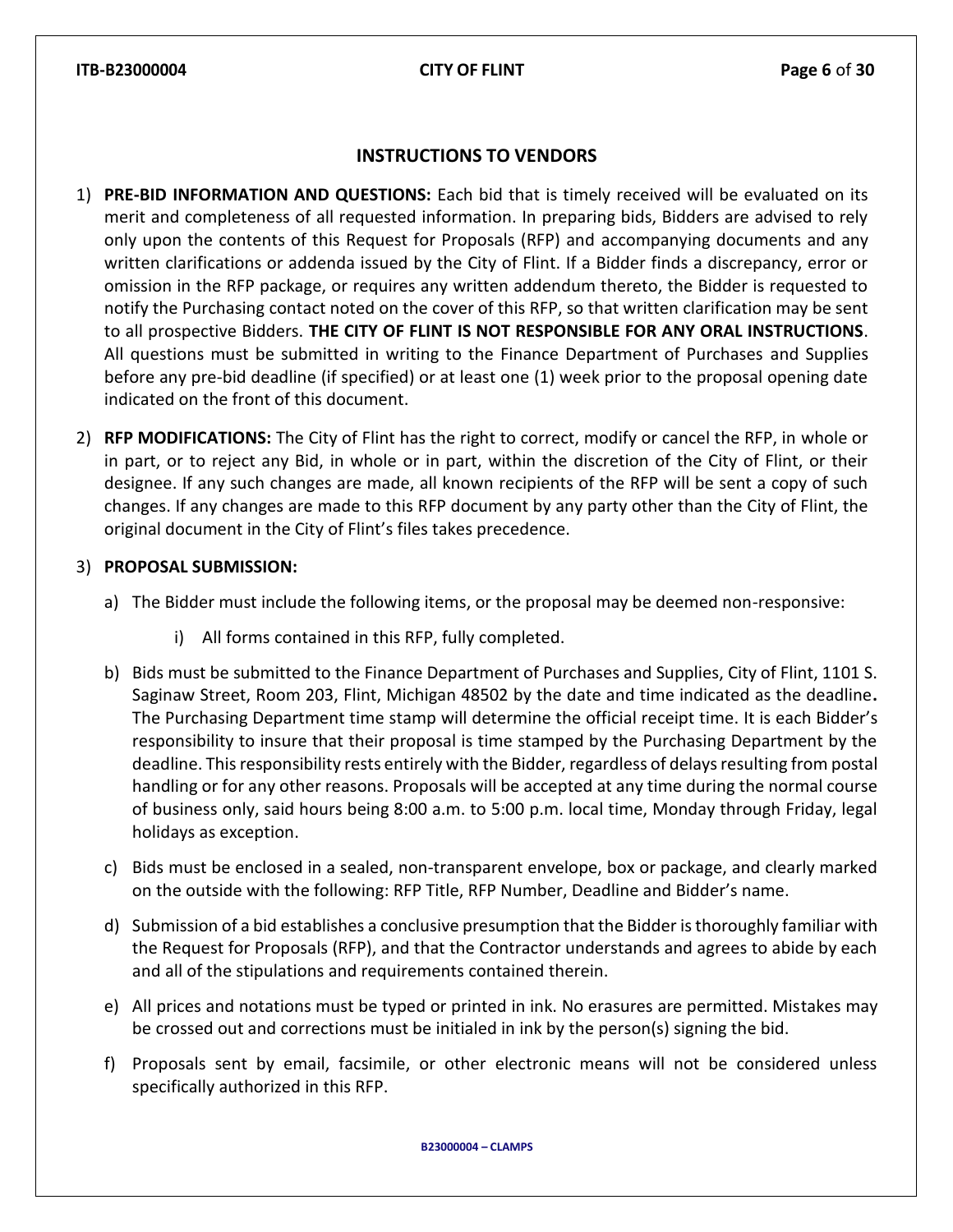## INSTRUCTIONS TO VENDORS

1) **PRE-BID INFORMATION AND QUESTIONS:** Each bid that is timely received will be evaluated on its merit and completeness of all requested information. In preparing bids, Bidders are advised to rely only upon the contents of this Request for Proposals (RFP) and accompanying documents and any written clarifications or addenda issued by the City of Flint. If a Bidder finds a discrepancy, error or omission in the RFP package, or requires any written addendum thereto, the Bidder is requested to notify the Purchasing contact noted on the cover of this RFP, so that written clarification may be sent to all prospective Bidders. **THE CITY OF FLINT IS NOT RESPONSIBLE FOR ANY ORAL INSTRUCTIONS**. All questions must be submitted in writing to the Finance Department of Purchases and Supplies before any pre-bid deadline (if specified) or at least one (1) week prior to the proposal opening date indicated on the front of this document.

2) **RFP MODIFICATIONS:** The City of Flint has the right to correct, modify or cancel the RFP, in whole or in part, or to reject any Bid, in whole or in part, within the discretion of the City of Flint, or their designee. If any such changes are made, all known recipients of the RFP will be sent a copy of such changes. If any changes are made to this RFP document by any party other than the City of Flint, the original document in the City of Flint's files takes precedence.

3) **PROPOSAL SUBMISSION:**

   a) The Bidder must include the following items, or the proposal may be deemed non-responsive:

      i) All forms contained in this RFP, fully completed.

   b) Bids must be submitted to the Finance Department of Purchases and Supplies, City of Flint, 1101 S. Saginaw Street, Room 203, Flint, Michigan 48502 by the date and time indicated as the deadline**.** The Purchasing Department time stamp will determine the official receipt time. It is each Bidder's responsibility to insure that their proposal is time stamped by the Purchasing Department by the deadline. This responsibility rests entirely with the Bidder, regardless of delays resulting from postal handling or for any other reasons. Proposals will be accepted at any time during the normal course of business only, said hours being 8:00 a.m. to 5:00 p.m. local time, Monday through Friday, legal holidays as exception.

   c) Bids must be enclosed in a sealed, non-transparent envelope, box or package, and clearly marked on the outside with the following: RFP Title, RFP Number, Deadline and Bidder's name.

   d) Submission of a bid establishes a conclusive presumption that the Bidder is thoroughly familiar with the Request for Proposals (RFP), and that the Contractor understands and agrees to abide by each and all of the stipulations and requirements contained therein.

   e) All prices and notations must be typed or printed in ink. No erasures are permitted. Mistakes may be crossed out and corrections must be initialed in ink by the person(s) signing the bid.

   f) Proposals sent by email, facsimile, or other electronic means will not be considered unless specifically authorized in this RFP.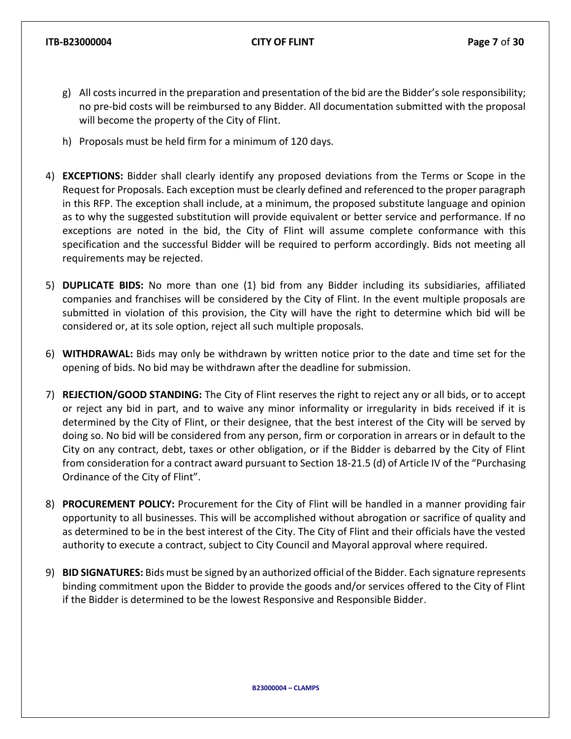g) All costs incurred in the preparation and presentation of the bid are the Bidder's sole responsibility; no pre-bid costs will be reimbursed to any Bidder. All documentation submitted with the proposal will become the property of the City of Flint.

h) Proposals must be held firm for a minimum of 120 days.

4) **EXCEPTIONS:** Bidder shall clearly identify any proposed deviations from the Terms or Scope in the Request for Proposals. Each exception must be clearly defined and referenced to the proper paragraph in this RFP. The exception shall include, at a minimum, the proposed substitute language and opinion as to why the suggested substitution will provide equivalent or better service and performance. If no exceptions are noted in the bid, the City of Flint will assume complete conformance with this specification and the successful Bidder will be required to perform accordingly. Bids not meeting all requirements may be rejected.

5) **DUPLICATE BIDS:** No more than one (1) bid from any Bidder including its subsidiaries, affiliated companies and franchises will be considered by the City of Flint. In the event multiple proposals are submitted in violation of this provision, the City will have the right to determine which bid will be considered or, at its sole option, reject all such multiple proposals.

6) **WITHDRAWAL:** Bids may only be withdrawn by written notice prior to the date and time set for the opening of bids. No bid may be withdrawn after the deadline for submission.

7) **REJECTION/GOOD STANDING:** The City of Flint reserves the right to reject any or all bids, or to accept or reject any bid in part, and to waive any minor informality or irregularity in bids received if it is determined by the City of Flint, or their designee, that the best interest of the City will be served by doing so. No bid will be considered from any person, firm or corporation in arrears or in default to the City on any contract, debt, taxes or other obligation, or if the Bidder is debarred by the City of Flint from consideration for a contract award pursuant to Section 18-21.5 (d) of Article IV of the "Purchasing Ordinance of the City of Flint".

8) **PROCUREMENT POLICY:** Procurement for the City of Flint will be handled in a manner providing fair opportunity to all businesses. This will be accomplished without abrogation or sacrifice of quality and as determined to be in the best interest of the City. The City of Flint and their officials have the vested authority to execute a contract, subject to City Council and Mayoral approval where required.

9) **BID SIGNATURES:** Bids must be signed by an authorized official of the Bidder. Each signature represents binding commitment upon the Bidder to provide the goods and/or services offered to the City of Flint if the Bidder is determined to be the lowest Responsive and Responsible Bidder.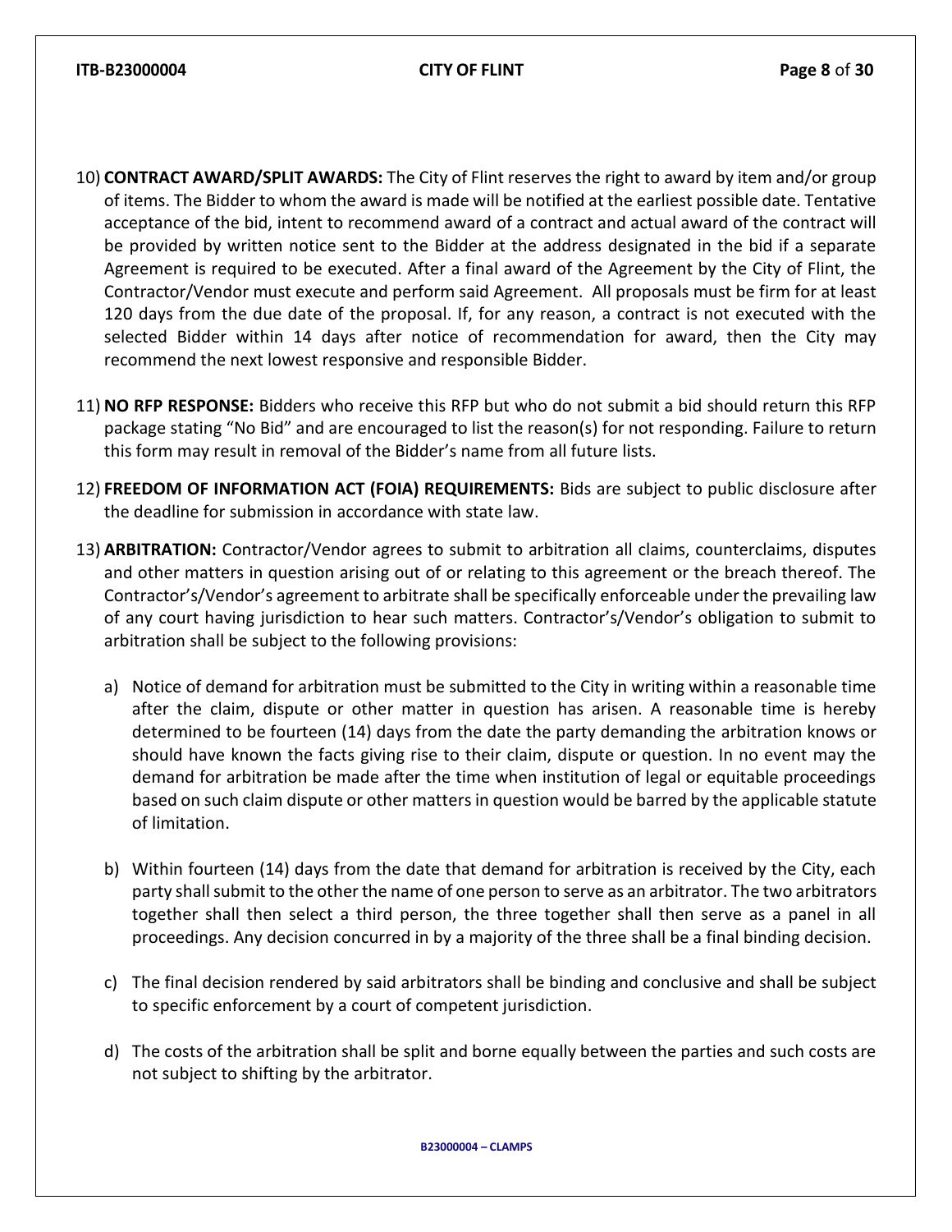10) **CONTRACT AWARD/SPLIT AWARDS:** The City of Flint reserves the right to award by item and/or group of items. The Bidder to whom the award is made will be notified at the earliest possible date. Tentative acceptance of the bid, intent to recommend award of a contract and actual award of the contract will be provided by written notice sent to the Bidder at the address designated in the bid if a separate Agreement is required to be executed. After a final award of the Agreement by the City of Flint, the Contractor/Vendor must execute and perform said Agreement. All proposals must be firm for at least 120 days from the due date of the proposal. If, for any reason, a contract is not executed with the selected Bidder within 14 days after notice of recommendation for award, then the City may recommend the next lowest responsive and responsible Bidder.

11) **NO RFP RESPONSE:** Bidders who receive this RFP but who do not submit a bid should return this RFP package stating "No Bid" and are encouraged to list the reason(s) for not responding. Failure to return this form may result in removal of the Bidder's name from all future lists.

12) **FREEDOM OF INFORMATION ACT (FOIA) REQUIREMENTS:** Bids are subject to public disclosure after the deadline for submission in accordance with state law.

13) **ARBITRATION:** Contractor/Vendor agrees to submit to arbitration all claims, counterclaims, disputes and other matters in question arising out of or relating to this agreement or the breach thereof. The Contractor's/Vendor's agreement to arbitrate shall be specifically enforceable under the prevailing law of any court having jurisdiction to hear such matters. Contractor's/Vendor's obligation to submit to arbitration shall be subject to the following provisions:

    a) Notice of demand for arbitration must be submitted to the City in writing within a reasonable time after the claim, dispute or other matter in question has arisen. A reasonable time is hereby determined to be fourteen (14) days from the date the party demanding the arbitration knows or should have known the facts giving rise to their claim, dispute or question. In no event may the demand for arbitration be made after the time when institution of legal or equitable proceedings based on such claim dispute or other matters in question would be barred by the applicable statute of limitation.

    b) Within fourteen (14) days from the date that demand for arbitration is received by the City, each party shall submit to the other the name of one person to serve as an arbitrator. The two arbitrators together shall then select a third person, the three together shall then serve as a panel in all proceedings. Any decision concurred in by a majority of the three shall be a final binding decision.

    c) The final decision rendered by said arbitrators shall be binding and conclusive and shall be subject to specific enforcement by a court of competent jurisdiction.

    d) The costs of the arbitration shall be split and borne equally between the parties and such costs are not subject to shifting by the arbitrator.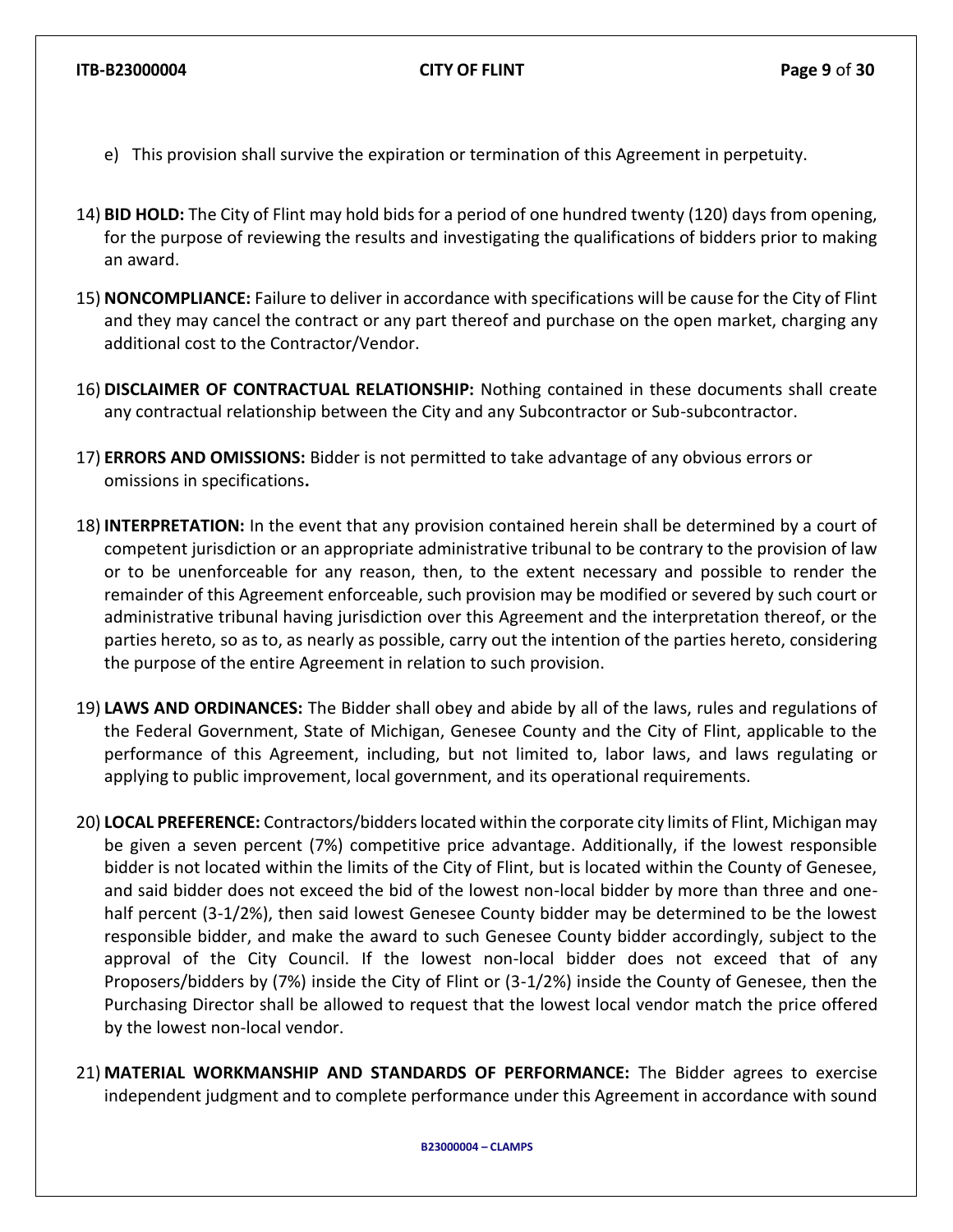e) This provision shall survive the expiration or termination of this Agreement in perpetuity.

14) **BID HOLD:** The City of Flint may hold bids for a period of one hundred twenty (120) days from opening, for the purpose of reviewing the results and investigating the qualifications of bidders prior to making an award.

15) **NONCOMPLIANCE:** Failure to deliver in accordance with specifications will be cause for the City of Flint and they may cancel the contract or any part thereof and purchase on the open market, charging any additional cost to the Contractor/Vendor.

16) **DISCLAIMER OF CONTRACTUAL RELATIONSHIP:** Nothing contained in these documents shall create any contractual relationship between the City and any Subcontractor or Sub-subcontractor.

17) **ERRORS AND OMISSIONS:** Bidder is not permitted to take advantage of any obvious errors or omissions in specifications**.**

18) **INTERPRETATION:** In the event that any provision contained herein shall be determined by a court of competent jurisdiction or an appropriate administrative tribunal to be contrary to the provision of law or to be unenforceable for any reason, then, to the extent necessary and possible to render the remainder of this Agreement enforceable, such provision may be modified or severed by such court or administrative tribunal having jurisdiction over this Agreement and the interpretation thereof, or the parties hereto, so as to, as nearly as possible, carry out the intention of the parties hereto, considering the purpose of the entire Agreement in relation to such provision.

19) **LAWS AND ORDINANCES:** The Bidder shall obey and abide by all of the laws, rules and regulations of the Federal Government, State of Michigan, Genesee County and the City of Flint, applicable to the performance of this Agreement, including, but not limited to, labor laws, and laws regulating or applying to public improvement, local government, and its operational requirements.

20) **LOCAL PREFERENCE:** Contractors/bidders located within the corporate city limits of Flint, Michigan may be given a seven percent (7%) competitive price advantage. Additionally, if the lowest responsible bidder is not located within the limits of the City of Flint, but is located within the County of Genesee, and said bidder does not exceed the bid of the lowest non-local bidder by more than three and one-half percent (3-1/2%), then said lowest Genesee County bidder may be determined to be the lowest responsible bidder, and make the award to such Genesee County bidder accordingly, subject to the approval of the City Council. If the lowest non-local bidder does not exceed that of any Proposers/bidders by (7%) inside the City of Flint or (3-1/2%) inside the County of Genesee, then the Purchasing Director shall be allowed to request that the lowest local vendor match the price offered by the lowest non-local vendor.

21) **MATERIAL WORKMANSHIP AND STANDARDS OF PERFORMANCE:** The Bidder agrees to exercise independent judgment and to complete performance under this Agreement in accordance with sound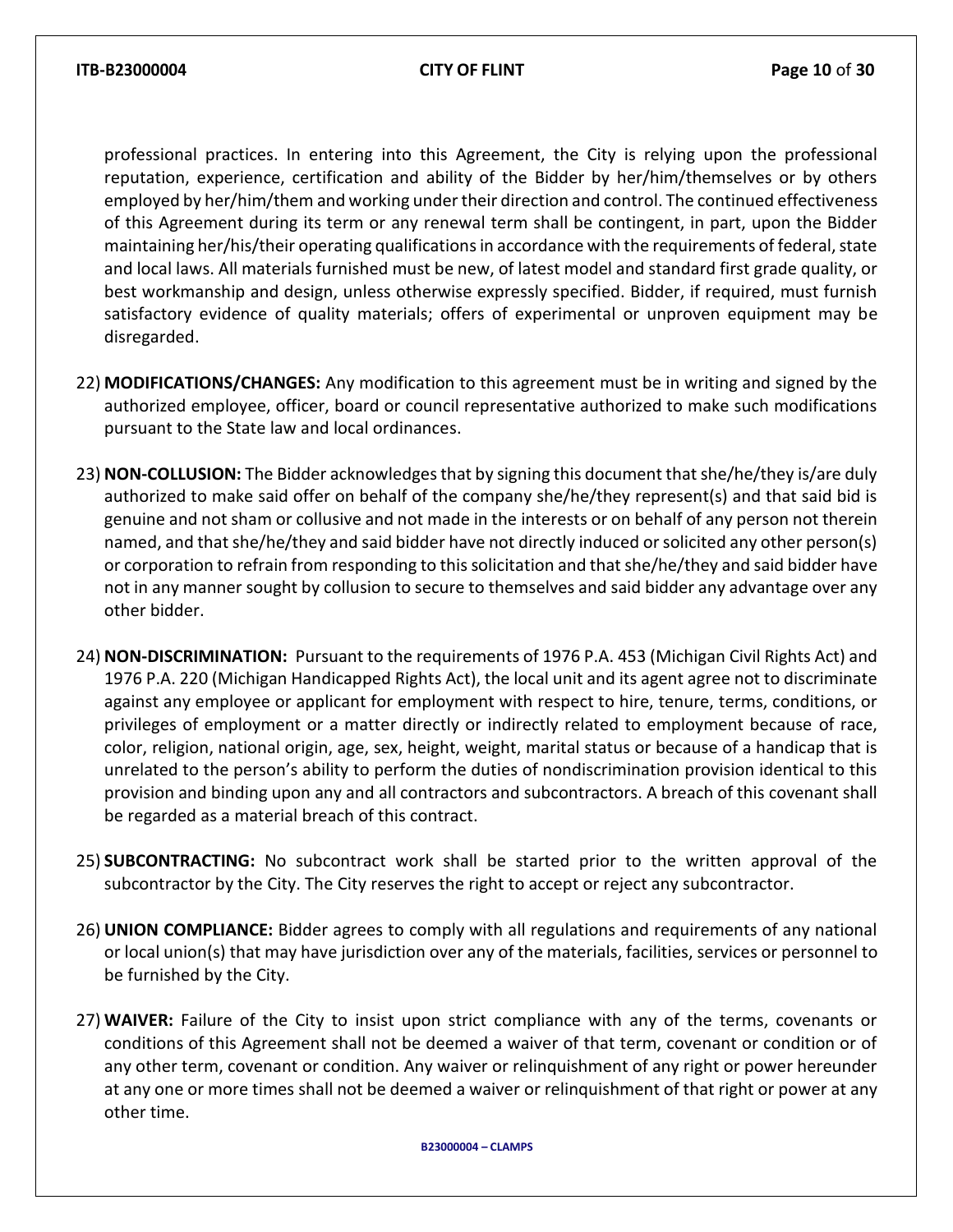professional practices. In entering into this Agreement, the City is relying upon the professional reputation, experience, certification and ability of the Bidder by her/him/themselves or by others employed by her/him/them and working under their direction and control. The continued effectiveness of this Agreement during its term or any renewal term shall be contingent, in part, upon the Bidder maintaining her/his/their operating qualifications in accordance with the requirements of federal, state and local laws. All materials furnished must be new, of latest model and standard first grade quality, or best workmanship and design, unless otherwise expressly specified. Bidder, if required, must furnish satisfactory evidence of quality materials; offers of experimental or unproven equipment may be disregarded.

22) **MODIFICATIONS/CHANGES:** Any modification to this agreement must be in writing and signed by the authorized employee, officer, board or council representative authorized to make such modifications pursuant to the State law and local ordinances.

23) **NON-COLLUSION:** The Bidder acknowledges that by signing this document that she/he/they is/are duly authorized to make said offer on behalf of the company she/he/they represent(s) and that said bid is genuine and not sham or collusive and not made in the interests or on behalf of any person not therein named, and that she/he/they and said bidder have not directly induced or solicited any other person(s) or corporation to refrain from responding to this solicitation and that she/he/they and said bidder have not in any manner sought by collusion to secure to themselves and said bidder any advantage over any other bidder.

24) **NON-DISCRIMINATION:** Pursuant to the requirements of 1976 P.A. 453 (Michigan Civil Rights Act) and 1976 P.A. 220 (Michigan Handicapped Rights Act), the local unit and its agent agree not to discriminate against any employee or applicant for employment with respect to hire, tenure, terms, conditions, or privileges of employment or a matter directly or indirectly related to employment because of race, color, religion, national origin, age, sex, height, weight, marital status or because of a handicap that is unrelated to the person's ability to perform the duties of nondiscrimination provision identical to this provision and binding upon any and all contractors and subcontractors. A breach of this covenant shall be regarded as a material breach of this contract.

25) **SUBCONTRACTING:** No subcontract work shall be started prior to the written approval of the subcontractor by the City. The City reserves the right to accept or reject any subcontractor.

26) **UNION COMPLIANCE:** Bidder agrees to comply with all regulations and requirements of any national or local union(s) that may have jurisdiction over any of the materials, facilities, services or personnel to be furnished by the City.

27) **WAIVER:** Failure of the City to insist upon strict compliance with any of the terms, covenants or conditions of this Agreement shall not be deemed a waiver of that term, covenant or condition or of any other term, covenant or condition. Any waiver or relinquishment of any right or power hereunder at any one or more times shall not be deemed a waiver or relinquishment of that right or power at any other time.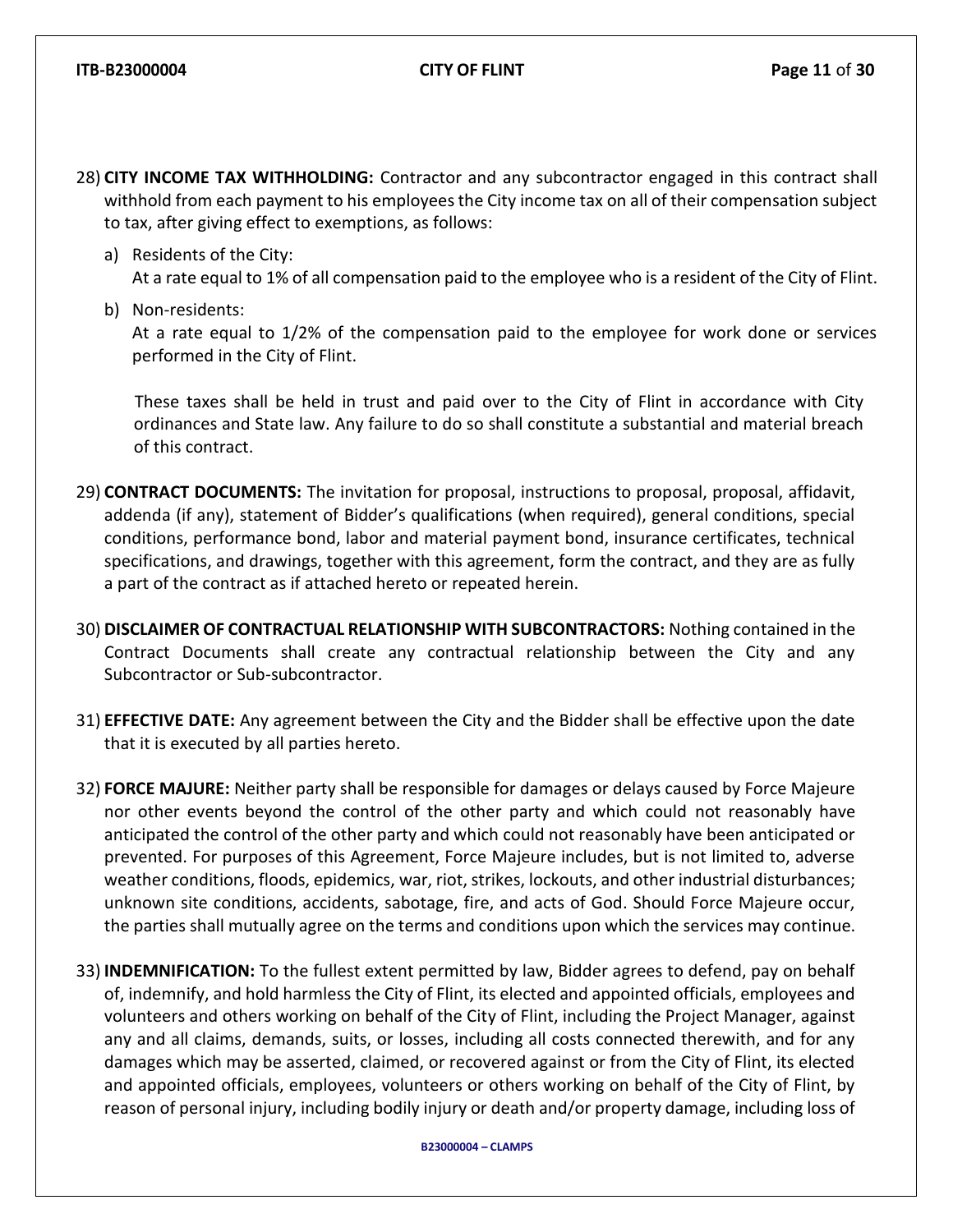28) **CITY INCOME TAX WITHHOLDING:** Contractor and any subcontractor engaged in this contract shall withhold from each payment to his employees the City income tax on all of their compensation subject to tax, after giving effect to exemptions, as follows:

   a) Residents of the City:
      At a rate equal to 1% of all compensation paid to the employee who is a resident of the City of Flint.

   b) Non-residents:
      At a rate equal to 1/2% of the compensation paid to the employee for work done or services performed in the City of Flint.

   These taxes shall be held in trust and paid over to the City of Flint in accordance with City ordinances and State law. Any failure to do so shall constitute a substantial and material breach of this contract.

29) **CONTRACT DOCUMENTS:** The invitation for proposal, instructions to proposal, proposal, affidavit, addenda (if any), statement of Bidder's qualifications (when required), general conditions, special conditions, performance bond, labor and material payment bond, insurance certificates, technical specifications, and drawings, together with this agreement, form the contract, and they are as fully a part of the contract as if attached hereto or repeated herein.

30) **DISCLAIMER OF CONTRACTUAL RELATIONSHIP WITH SUBCONTRACTORS:** Nothing contained in the Contract Documents shall create any contractual relationship between the City and any Subcontractor or Sub-subcontractor.

31) **EFFECTIVE DATE:** Any agreement between the City and the Bidder shall be effective upon the date that it is executed by all parties hereto.

32) **FORCE MAJURE:** Neither party shall be responsible for damages or delays caused by Force Majeure nor other events beyond the control of the other party and which could not reasonably have anticipated the control of the other party and which could not reasonably have been anticipated or prevented. For purposes of this Agreement, Force Majeure includes, but is not limited to, adverse weather conditions, floods, epidemics, war, riot, strikes, lockouts, and other industrial disturbances; unknown site conditions, accidents, sabotage, fire, and acts of God. Should Force Majeure occur, the parties shall mutually agree on the terms and conditions upon which the services may continue.

33) **INDEMNIFICATION:** To the fullest extent permitted by law, Bidder agrees to defend, pay on behalf of, indemnify, and hold harmless the City of Flint, its elected and appointed officials, employees and volunteers and others working on behalf of the City of Flint, including the Project Manager, against any and all claims, demands, suits, or losses, including all costs connected therewith, and for any damages which may be asserted, claimed, or recovered against or from the City of Flint, its elected and appointed officials, employees, volunteers or others working on behalf of the City of Flint, by reason of personal injury, including bodily injury or death and/or property damage, including loss of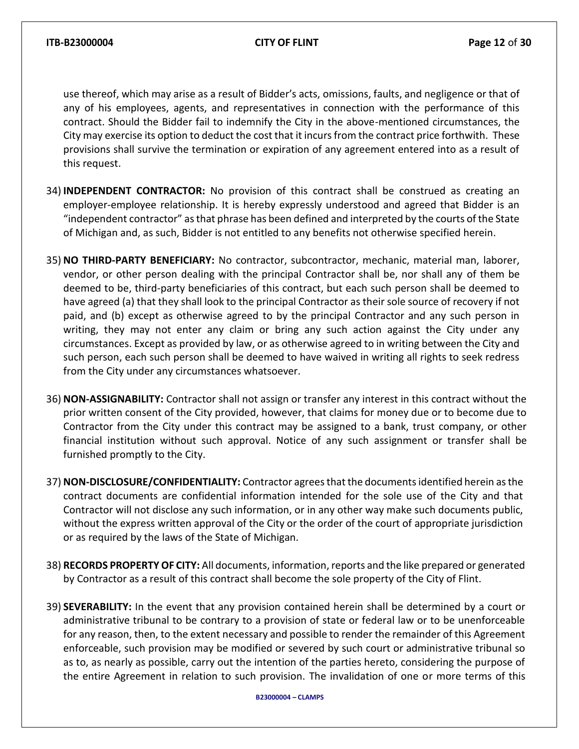use thereof, which may arise as a result of Bidder's acts, omissions, faults, and negligence or that of any of his employees, agents, and representatives in connection with the performance of this contract. Should the Bidder fail to indemnify the City in the above-mentioned circumstances, the City may exercise its option to deduct the cost that it incurs from the contract price forthwith. These provisions shall survive the termination or expiration of any agreement entered into as a result of this request.

34) **INDEPENDENT CONTRACTOR:** No provision of this contract shall be construed as creating an employer-employee relationship. It is hereby expressly understood and agreed that Bidder is an "independent contractor" as that phrase has been defined and interpreted by the courts of the State of Michigan and, as such, Bidder is not entitled to any benefits not otherwise specified herein.

35) **NO THIRD-PARTY BENEFICIARY:** No contractor, subcontractor, mechanic, material man, laborer, vendor, or other person dealing with the principal Contractor shall be, nor shall any of them be deemed to be, third-party beneficiaries of this contract, but each such person shall be deemed to have agreed (a) that they shall look to the principal Contractor as their sole source of recovery if not paid, and (b) except as otherwise agreed to by the principal Contractor and any such person in writing, they may not enter any claim or bring any such action against the City under any circumstances. Except as provided by law, or as otherwise agreed to in writing between the City and such person, each such person shall be deemed to have waived in writing all rights to seek redress from the City under any circumstances whatsoever.

36) **NON-ASSIGNABILITY:** Contractor shall not assign or transfer any interest in this contract without the prior written consent of the City provided, however, that claims for money due or to become due to Contractor from the City under this contract may be assigned to a bank, trust company, or other financial institution without such approval. Notice of any such assignment or transfer shall be furnished promptly to the City.

37) **NON-DISCLOSURE/CONFIDENTIALITY:** Contractor agrees that the documents identified herein as the contract documents are confidential information intended for the sole use of the City and that Contractor will not disclose any such information, or in any other way make such documents public, without the express written approval of the City or the order of the court of appropriate jurisdiction or as required by the laws of the State of Michigan.

38) **RECORDS PROPERTY OF CITY:** All documents, information, reports and the like prepared or generated by Contractor as a result of this contract shall become the sole property of the City of Flint.

39) **SEVERABILITY:** In the event that any provision contained herein shall be determined by a court or administrative tribunal to be contrary to a provision of state or federal law or to be unenforceable for any reason, then, to the extent necessary and possible to render the remainder of this Agreement enforceable, such provision may be modified or severed by such court or administrative tribunal so as to, as nearly as possible, carry out the intention of the parties hereto, considering the purpose of the entire Agreement in relation to such provision. The invalidation of one or more terms of this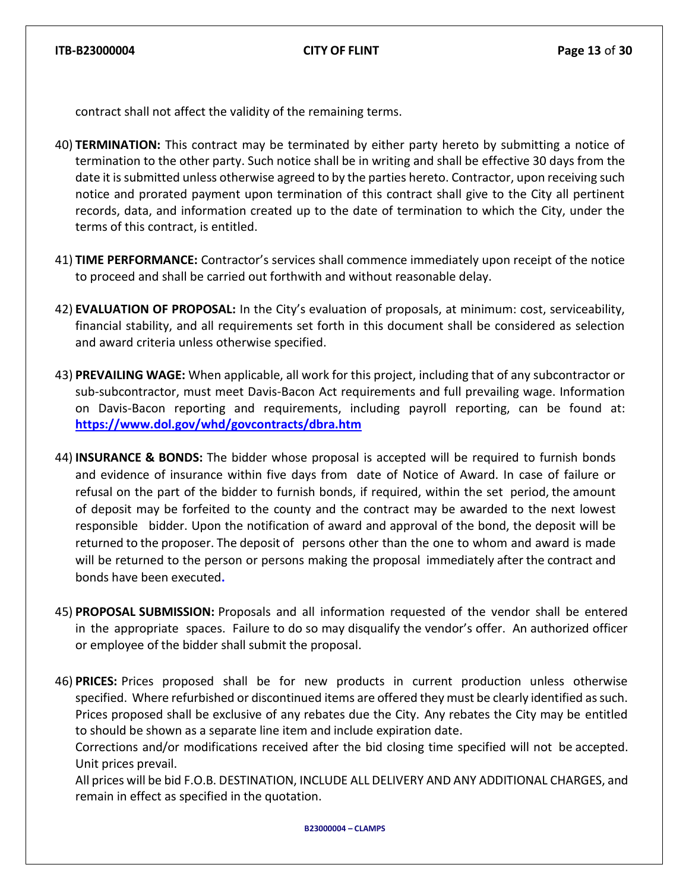contract shall not affect the validity of the remaining terms.

40) **TERMINATION:** This contract may be terminated by either party hereto by submitting a notice of termination to the other party. Such notice shall be in writing and shall be effective 30 days from the date it is submitted unless otherwise agreed to by the parties hereto. Contractor, upon receiving such notice and prorated payment upon termination of this contract shall give to the City all pertinent records, data, and information created up to the date of termination to which the City, under the terms of this contract, is entitled.

41) **TIME PERFORMANCE:** Contractor's services shall commence immediately upon receipt of the notice to proceed and shall be carried out forthwith and without reasonable delay.

42) **EVALUATION OF PROPOSAL:** In the City's evaluation of proposals, at minimum: cost, serviceability, financial stability, and all requirements set forth in this document shall be considered as selection and award criteria unless otherwise specified.

43) **PREVAILING WAGE:** When applicable, all work for this project, including that of any subcontractor or sub-subcontractor, must meet Davis-Bacon Act requirements and full prevailing wage. Information on Davis-Bacon reporting and requirements, including payroll reporting, can be found at: **https://www.dol.gov/whd/govcontracts/dbra.htm**

44) **INSURANCE & BONDS:** The bidder whose proposal is accepted will be required to furnish bonds and evidence of insurance within five days from date of Notice of Award. In case of failure or refusal on the part of the bidder to furnish bonds, if required, within the set period, the amount of deposit may be forfeited to the county and the contract may be awarded to the next lowest responsible bidder. Upon the notification of award and approval of the bond, the deposit will be returned to the proposer. The deposit of persons other than the one to whom and award is made will be returned to the person or persons making the proposal immediately after the contract and bonds have been executed.

45) **PROPOSAL SUBMISSION:** Proposals and all information requested of the vendor shall be entered in the appropriate spaces. Failure to do so may disqualify the vendor's offer. An authorized officer or employee of the bidder shall submit the proposal.

46) **PRICES:** Prices proposed shall be for new products in current production unless otherwise specified. Where refurbished or discontinued items are offered they must be clearly identified as such. Prices proposed shall be exclusive of any rebates due the City. Any rebates the City may be entitled to should be shown as a separate line item and include expiration date.
    Corrections and/or modifications received after the bid closing time specified will not be accepted. Unit prices prevail.
    All prices will be bid F.O.B. DESTINATION, INCLUDE ALL DELIVERY AND ANY ADDITIONAL CHARGES, and remain in effect as specified in the quotation.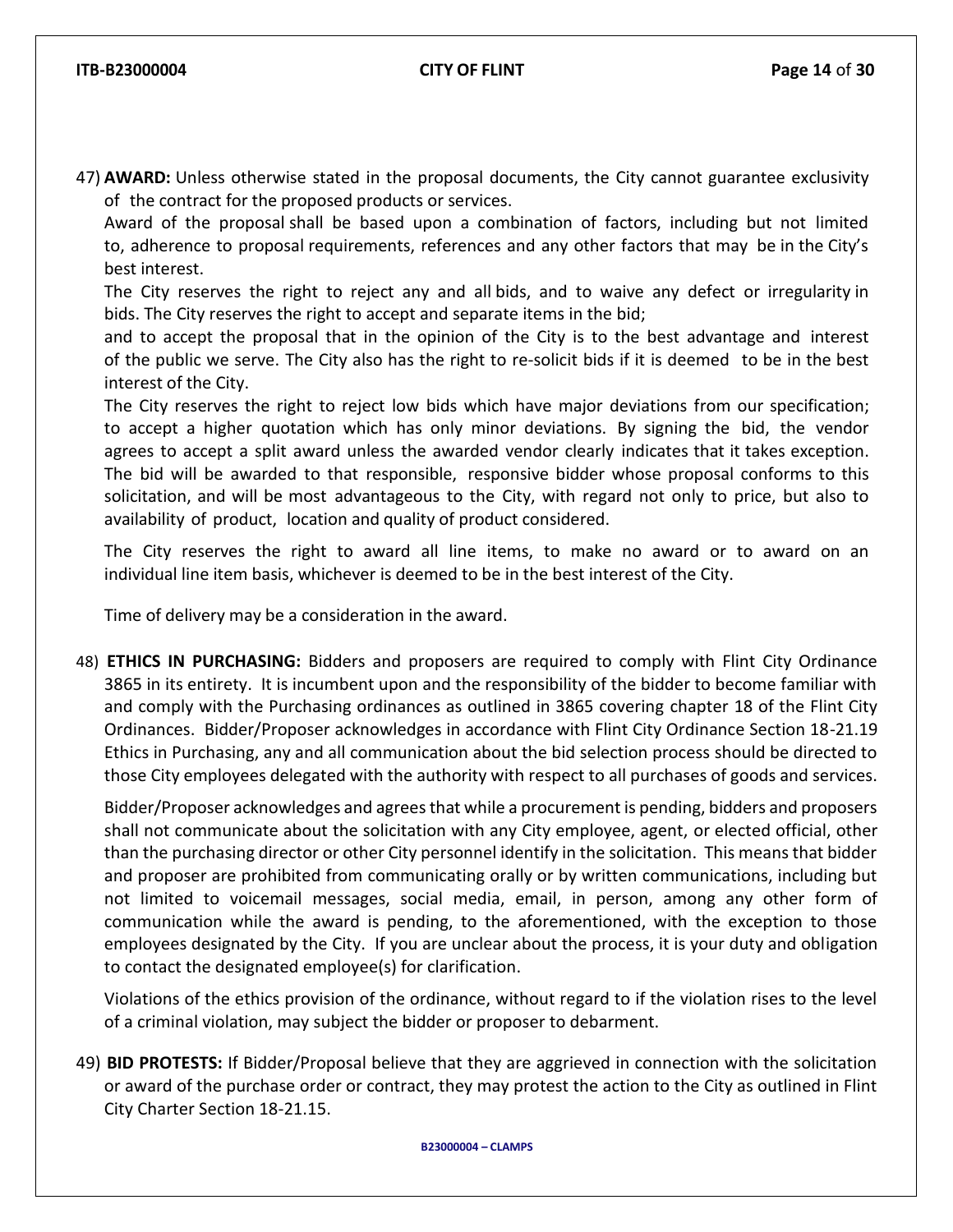47) **AWARD:** Unless otherwise stated in the proposal documents, the City cannot guarantee exclusivity of the contract for the proposed products or services.

Award of the proposal shall be based upon a combination of factors, including but not limited to, adherence to proposal requirements, references and any other factors that may be in the City's best interest.

The City reserves the right to reject any and all bids, and to waive any defect or irregularity in bids. The City reserves the right to accept and separate items in the bid;

and to accept the proposal that in the opinion of the City is to the best advantage and interest of the public we serve. The City also has the right to re-solicit bids if it is deemed to be in the best interest of the City.

The City reserves the right to reject low bids which have major deviations from our specification; to accept a higher quotation which has only minor deviations. By signing the bid, the vendor agrees to accept a split award unless the awarded vendor clearly indicates that it takes exception. The bid will be awarded to that responsible, responsive bidder whose proposal conforms to this solicitation, and will be most advantageous to the City, with regard not only to price, but also to availability of product, location and quality of product considered.

The City reserves the right to award all line items, to make no award or to award on an individual line item basis, whichever is deemed to be in the best interest of the City.

Time of delivery may be a consideration in the award.

48) **ETHICS IN PURCHASING:** Bidders and proposers are required to comply with Flint City Ordinance 3865 in its entirety. It is incumbent upon and the responsibility of the bidder to become familiar with and comply with the Purchasing ordinances as outlined in 3865 covering chapter 18 of the Flint City Ordinances. Bidder/Proposer acknowledges in accordance with Flint City Ordinance Section 18-21.19 Ethics in Purchasing, any and all communication about the bid selection process should be directed to those City employees delegated with the authority with respect to all purchases of goods and services.

Bidder/Proposer acknowledges and agrees that while a procurement is pending, bidders and proposers shall not communicate about the solicitation with any City employee, agent, or elected official, other than the purchasing director or other City personnel identify in the solicitation. This means that bidder and proposer are prohibited from communicating orally or by written communications, including but not limited to voicemail messages, social media, email, in person, among any other form of communication while the award is pending, to the aforementioned, with the exception to those employees designated by the City. If you are unclear about the process, it is your duty and obligation to contact the designated employee(s) for clarification.

Violations of the ethics provision of the ordinance, without regard to if the violation rises to the level of a criminal violation, may subject the bidder or proposer to debarment.

49) **BID PROTESTS:** If Bidder/Proposal believe that they are aggrieved in connection with the solicitation or award of the purchase order or contract, they may protest the action to the City as outlined in Flint City Charter Section 18-21.15.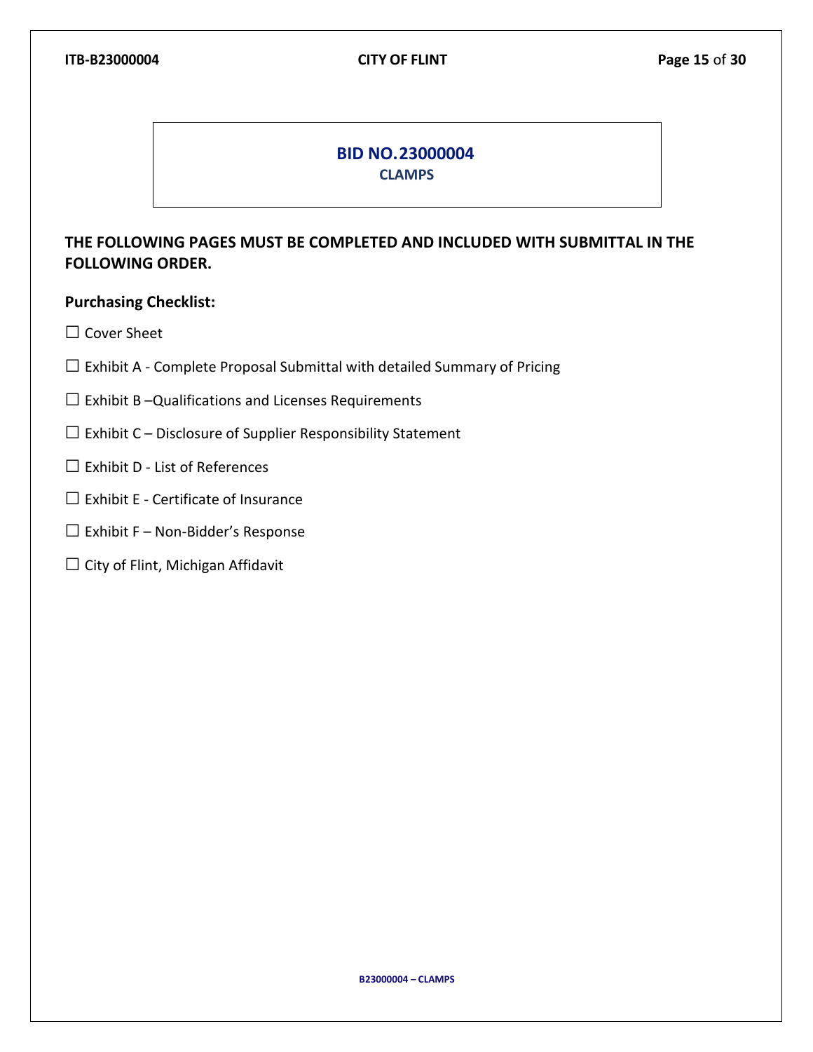## BID NO.23000004
### CLAMPS

**THE FOLLOWING PAGES MUST BE COMPLETED AND INCLUDED WITH SUBMITTAL IN THE FOLLOWING ORDER.**

**Purchasing Checklist:**

☐ Cover Sheet

☐ Exhibit A - Complete Proposal Submittal with detailed Summary of Pricing

☐ Exhibit B –Qualifications and Licenses Requirements

☐ Exhibit C – Disclosure of Supplier Responsibility Statement

☐ Exhibit D - List of References

☐ Exhibit E - Certificate of Insurance

☐ Exhibit F – Non-Bidder's Response

☐ City of Flint, Michigan Affidavit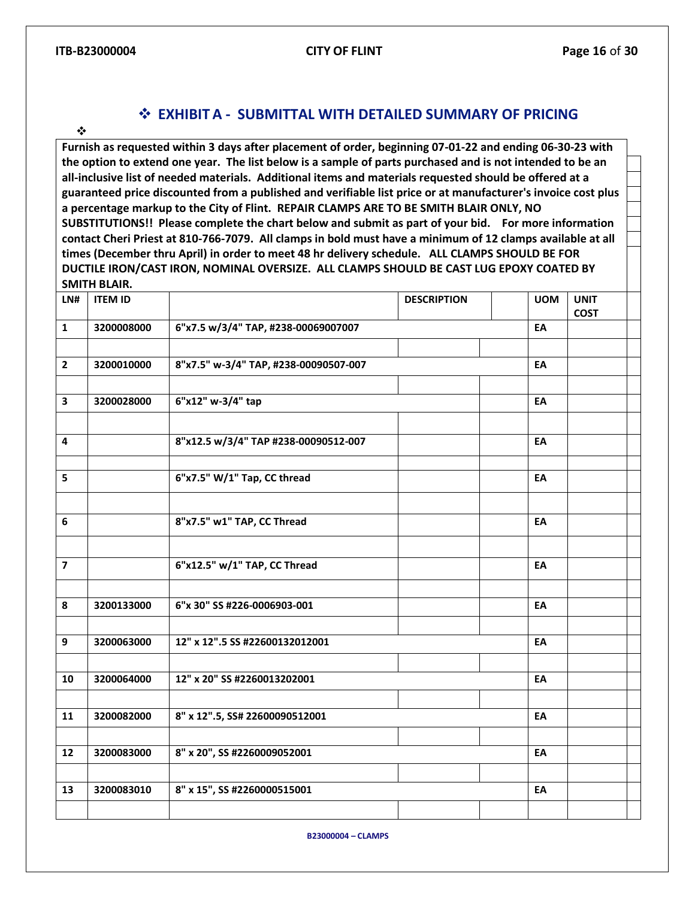## ❖ EXHIBIT A - SUBMITTAL WITH DETAILED SUMMARY OF PRICING

**Furnish as requested within 3 days after placement of order, beginning 07-01-22 and ending 06-30-23 with the option to extend one year. The list below is a sample of parts purchased and is not intended to be an all-inclusive list of needed materials. Additional items and materials requested should be offered at a guaranteed price discounted from a published and verifiable list price or at manufacturer's invoice cost plus a percentage markup to the City of Flint. REPAIR CLAMPS ARE TO BE SMITH BLAIR ONLY, NO SUBSTITUTIONS!! Please complete the chart below and submit as part of your bid. For more information contact Cheri Priest at 810-766-7079. All clamps in bold must have a minimum of 12 clamps available at all times (December thru April) in order to meet 48 hr delivery schedule. ALL CLAMPS SHOULD BE FOR DUCTILE IRON/CAST IRON, NOMINAL OVERSIZE. ALL CLAMPS SHOULD BE CAST LUG EPOXY COATED BY SMITH BLAIR.**

| LN# | ITEM ID | | DESCRIPTION | | UOM | UNIT COST |
|---|---|---|---|---|---|---|
| **1** | **3200008000** | **6"x7.5 w/3/4" TAP, #238-00069007007** | | | **EA** | |
| | | | | | | |
| **2** | **3200010000** | **8"x7.5" w-3/4" TAP, #238-00090507-007** | | | **EA** | |
| | | | | | | |
| **3** | **3200028000** | **6"x12" w-3/4" tap** | | | **EA** | |
| | | | | | | |
| **4** | | **8"x12.5 w/3/4" TAP #238-00090512-007** | | | **EA** | |
| | | | | | | |
| **5** | | **6"x7.5" W/1" Tap, CC thread** | | | **EA** | |
| | | | | | | |
| **6** | | **8"x7.5" w1" TAP, CC Thread** | | | **EA** | |
| | | | | | | |
| **7** | | **6"x12.5" w/1" TAP, CC Thread** | | | **EA** | |
| | | | | | | |
| **8** | **3200133000** | **6"x 30" SS #226-0006903-001** | | | **EA** | |
| | | | | | | |
| **9** | **3200063000** | **12" x 12".5 SS #22600132012001** | | | **EA** | |
| | | | | | | |
| **10** | **3200064000** | **12" x 20" SS #2260013202001** | | | **EA** | |
| | | | | | | |
| **11** | **3200082000** | **8" x 12".5, SS# 22600090512001** | | | **EA** | |
| | | | | | | |
| **12** | **3200083000** | **8" x 20", SS #2260009052001** | | | **EA** | |
| | | | | | | |
| **13** | **3200083010** | **8" x 15", SS #2260000515001** | | | **EA** | |
| | | | | | | |

B23000004 – CLAMPS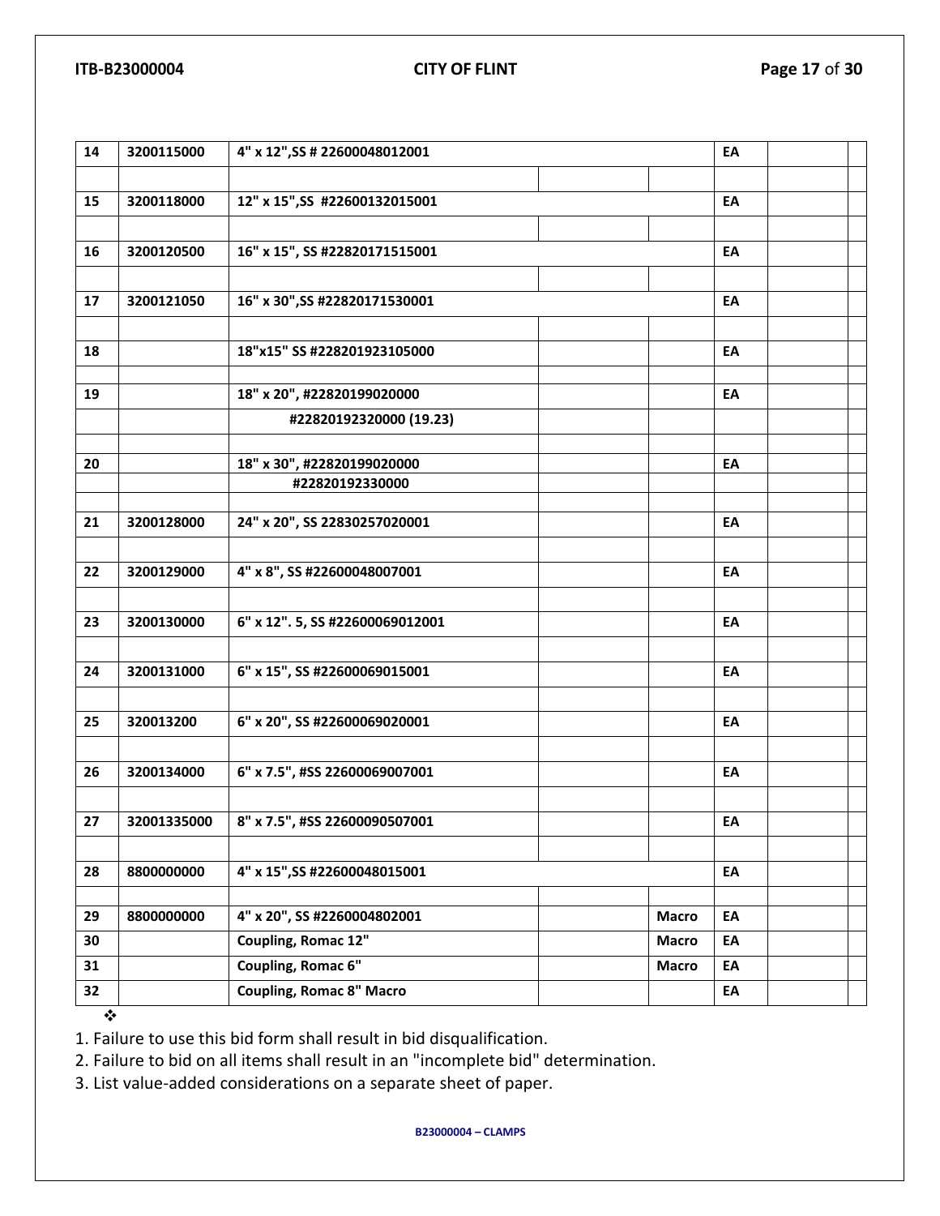| | | | | | | | |
|---|---|---|---|---|---|---|---|
| 14 | 3200115000 | 4" x 12",SS # 22600048012001 | | | EA | | |
| | | | | | | | |
| 15 | 3200118000 | 12" x 15",SS #22600132015001 | | | EA | | |
| | | | | | | | |
| 16 | 3200120500 | 16" x 15", SS #22820171515001 | | | EA | | |
| | | | | | | | |
| 17 | 3200121050 | 16" x 30",SS #22820171530001 | | | EA | | |
| | | | | | | | |
| 18 | | 18"x15" SS #228201923105000 | | | EA | | |
| | | | | | | | |
| 19 | | 18" x 20", #22820199020000 | | | EA | | |
| | | #22820192320000 (19.23) | | | | | |
| | | | | | | | |
| 20 | | 18" x 30", #22820199020000 | | | EA | | |
| | | #22820192330000 | | | | | |
| | | | | | | | |
| 21 | 3200128000 | 24" x 20", SS 22830257020001 | | | EA | | |
| | | | | | | | |
| 22 | 3200129000 | 4" x 8", SS #22600048007001 | | | EA | | |
| | | | | | | | |
| 23 | 3200130000 | 6" x 12". 5, SS #22600069012001 | | | EA | | |
| | | | | | | | |
| 24 | 3200131000 | 6" x 15", SS #22600069015001 | | | EA | | |
| | | | | | | | |
| 25 | 320013200 | 6" x 20", SS #22600069020001 | | | EA | | |
| | | | | | | | |
| 26 | 3200134000 | 6" x 7.5", #SS 22600069007001 | | | EA | | |
| | | | | | | | |
| 27 | 32001335000 | 8" x 7.5", #SS 22600090507001 | | | EA | | |
| | | | | | | | |
| 28 | 8800000000 | 4" x 15",SS #22600048015001 | | | EA | | |
| | | | | | | | |
| 29 | 8800000000 | 4" x 20", SS #2260004802001 | | Macro | EA | | |
| 30 | | Coupling, Romac 12" | | Macro | EA | | |
| 31 | | Coupling, Romac 6" | | Macro | EA | | |
| 32 | | Coupling, Romac 8" Macro | | | EA | | |

❖

1. Failure to use this bid form shall result in bid disqualification.
2. Failure to bid on all items shall result in an "incomplete bid" determination.
3. List value-added considerations on a separate sheet of paper.

**B23000004 – CLAMPS**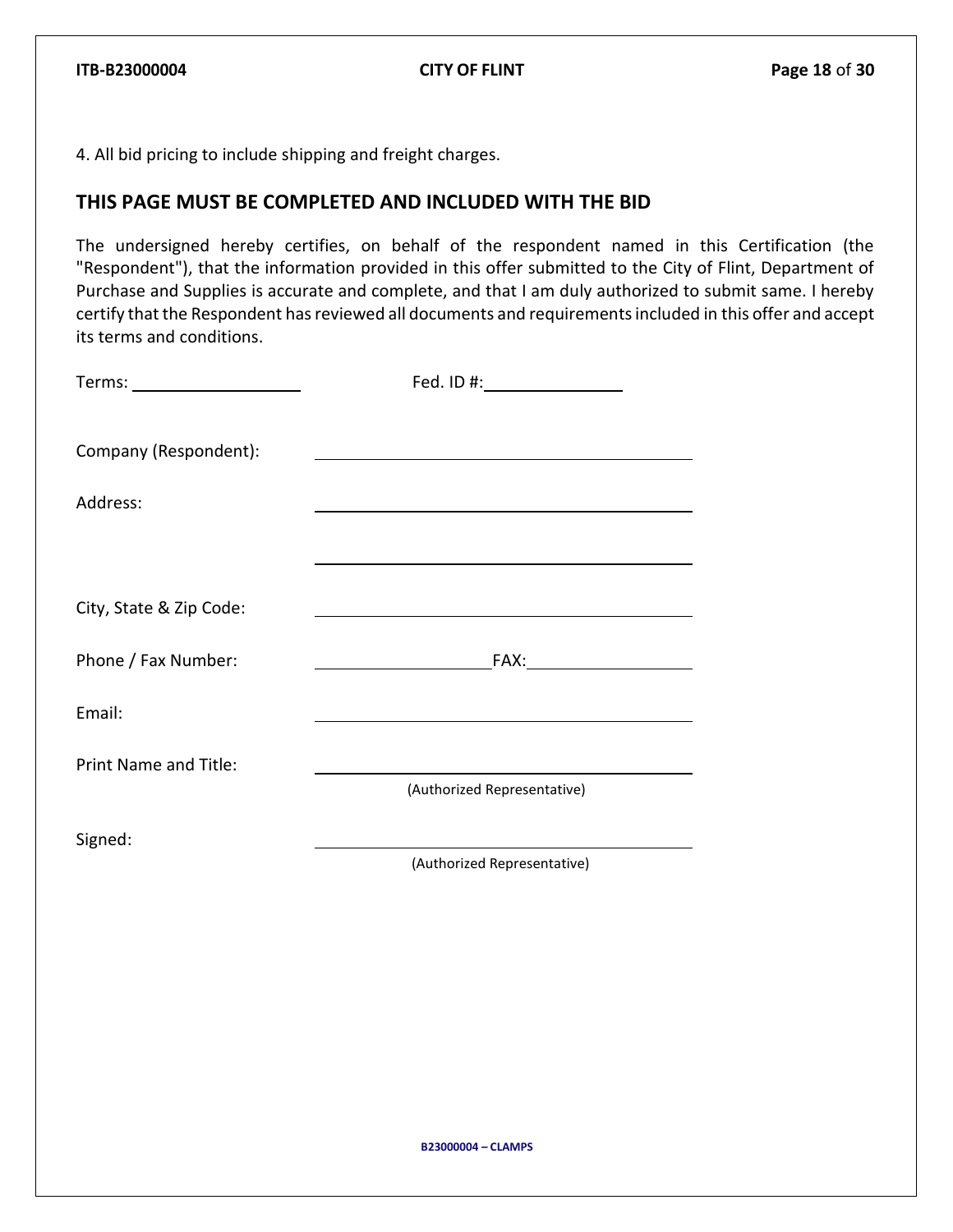4. All bid pricing to include shipping and freight charges.

## THIS PAGE MUST BE COMPLETED AND INCLUDED WITH THE BID

The undersigned hereby certifies, on behalf of the respondent named in this Certification (the "Respondent"), that the information provided in this offer submitted to the City of Flint, Department of Purchase and Supplies is accurate and complete, and that I am duly authorized to submit same. I hereby certify that the Respondent has reviewed all documents and requirements included in this offer and accept its terms and conditions.

Terms: ____________________ Fed. ID #: ________________

Company (Respondent): ______________________________________________

Address: ______________________________________________

______________________________________________

City, State & Zip Code: ______________________________________________

Phone / Fax Number: ____________________ FAX: ____________________

Email: ______________________________________________

Print Name and Title: ______________________________________________
(Authorized Representative)

Signed: ______________________________________________
(Authorized Representative)

B23000004 – CLAMPS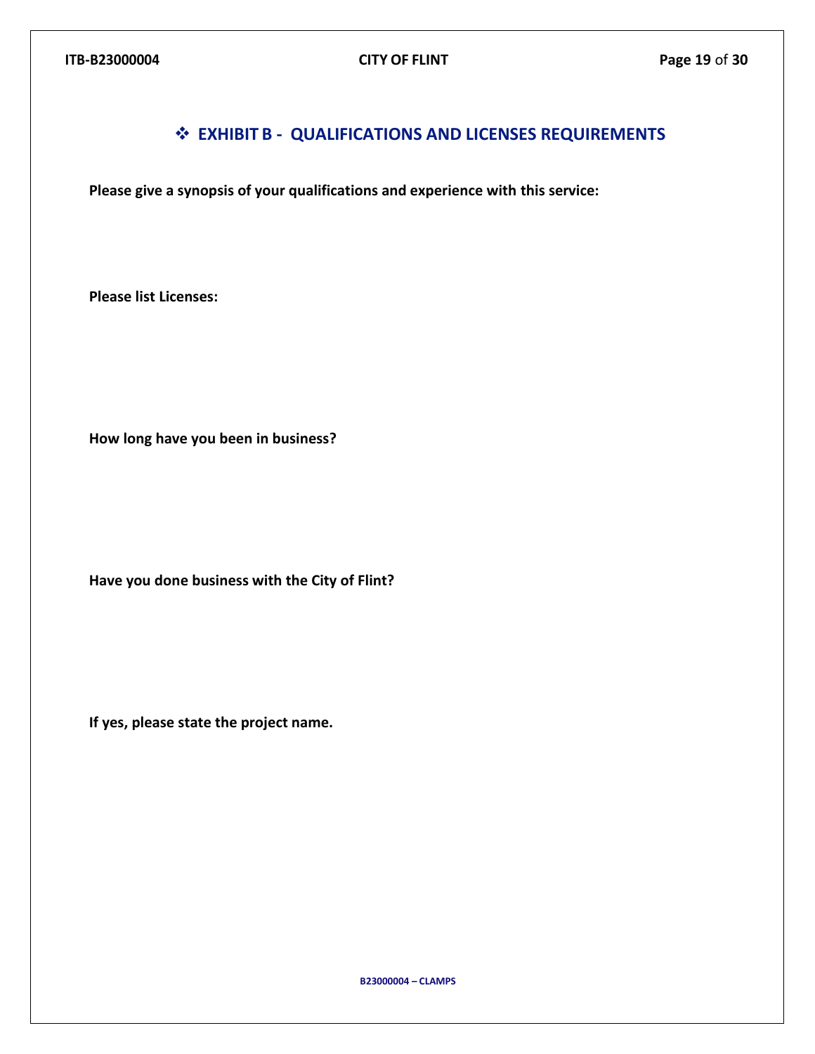## ❖ EXHIBIT B - QUALIFICATIONS AND LICENSES REQUIREMENTS

**Please give a synopsis of your qualifications and experience with this service:**

**Please list Licenses:**

**How long have you been in business?**

**Have you done business with the City of Flint?**

**If yes, please state the project name.**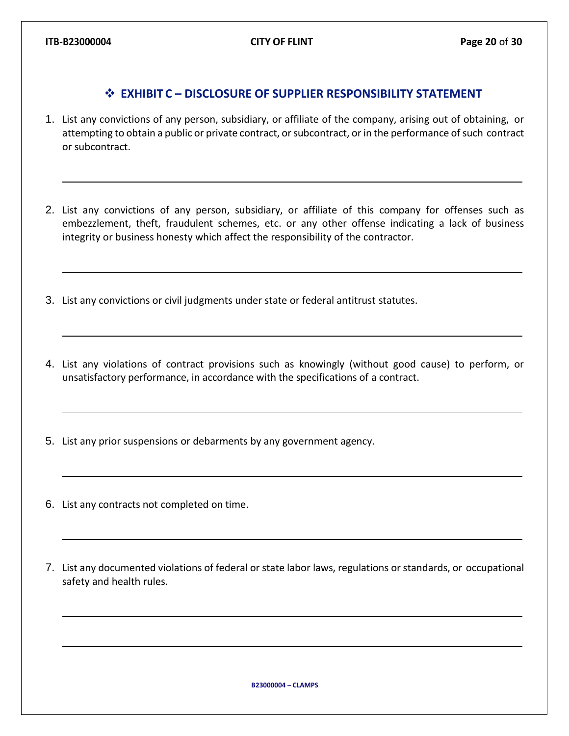## ❖ EXHIBIT C – DISCLOSURE OF SUPPLIER RESPONSIBILITY STATEMENT

1. List any convictions of any person, subsidiary, or affiliate of the company, arising out of obtaining, or attempting to obtain a public or private contract, or subcontract, or in the performance of such contract or subcontract.

   ______________________________________________________________________________

2. List any convictions of any person, subsidiary, or affiliate of this company for offenses such as embezzlement, theft, fraudulent schemes, etc. or any other offense indicating a lack of business integrity or business honesty which affect the responsibility of the contractor.

   ______________________________________________________________________________

3. List any convictions or civil judgments under state or federal antitrust statutes.

   ______________________________________________________________________________

4. List any violations of contract provisions such as knowingly (without good cause) to perform, or unsatisfactory performance, in accordance with the specifications of a contract.

   ______________________________________________________________________________

5. List any prior suspensions or debarments by any government agency.

   ______________________________________________________________________________

6. List any contracts not completed on time.

   ______________________________________________________________________________

7. List any documented violations of federal or state labor laws, regulations or standards, or occupational safety and health rules.

   ______________________________________________________________________________

   ______________________________________________________________________________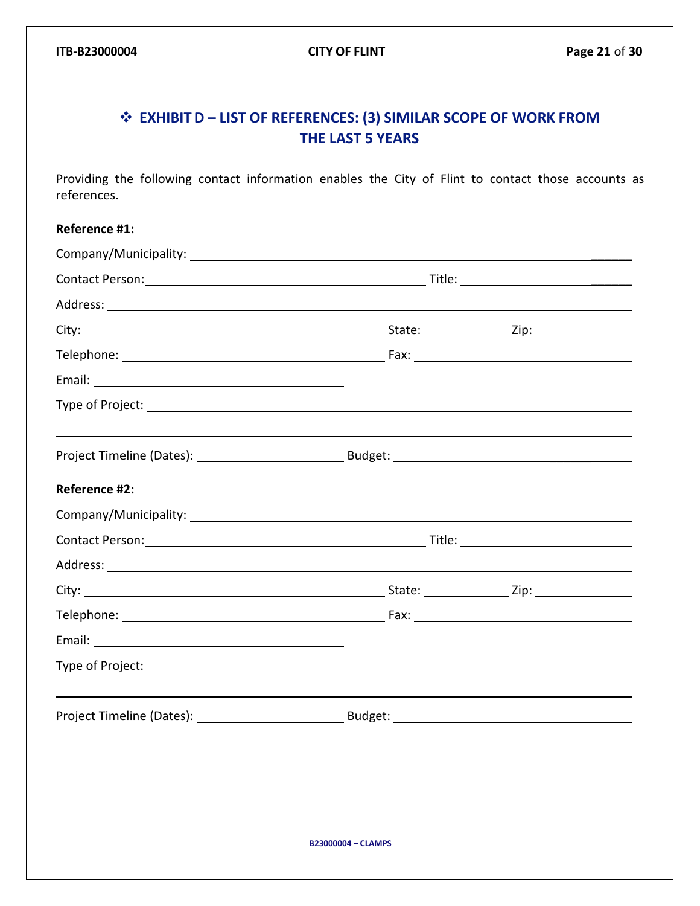## ❖ EXHIBIT D – LIST OF REFERENCES: (3) SIMILAR SCOPE OF WORK FROM THE LAST 5 YEARS

Providing the following contact information enables the City of Flint to contact those accounts as references.

**Reference #1:**

Company/Municipality: ______________________________________________

Contact Person: ______________________________ Title: ______________________

Address: ______________________________________________

City: ______________________________ State: ____________ Zip: ______________

Telephone: ______________________________ Fax: ______________________________

Email: ______________________________

Type of Project: ______________________________________________

______________________________________________

Project Timeline (Dates): ______________________ Budget: ______________________

**Reference #2:**

Company/Municipality: ______________________________________________

Contact Person: ______________________________ Title: ______________________

Address: ______________________________________________

City: ______________________________ State: ____________ Zip: ______________

Telephone: ______________________________ Fax: ______________________________

Email: ______________________________

Type of Project: ______________________________________________

______________________________________________

Project Timeline (Dates): ______________________ Budget: ______________________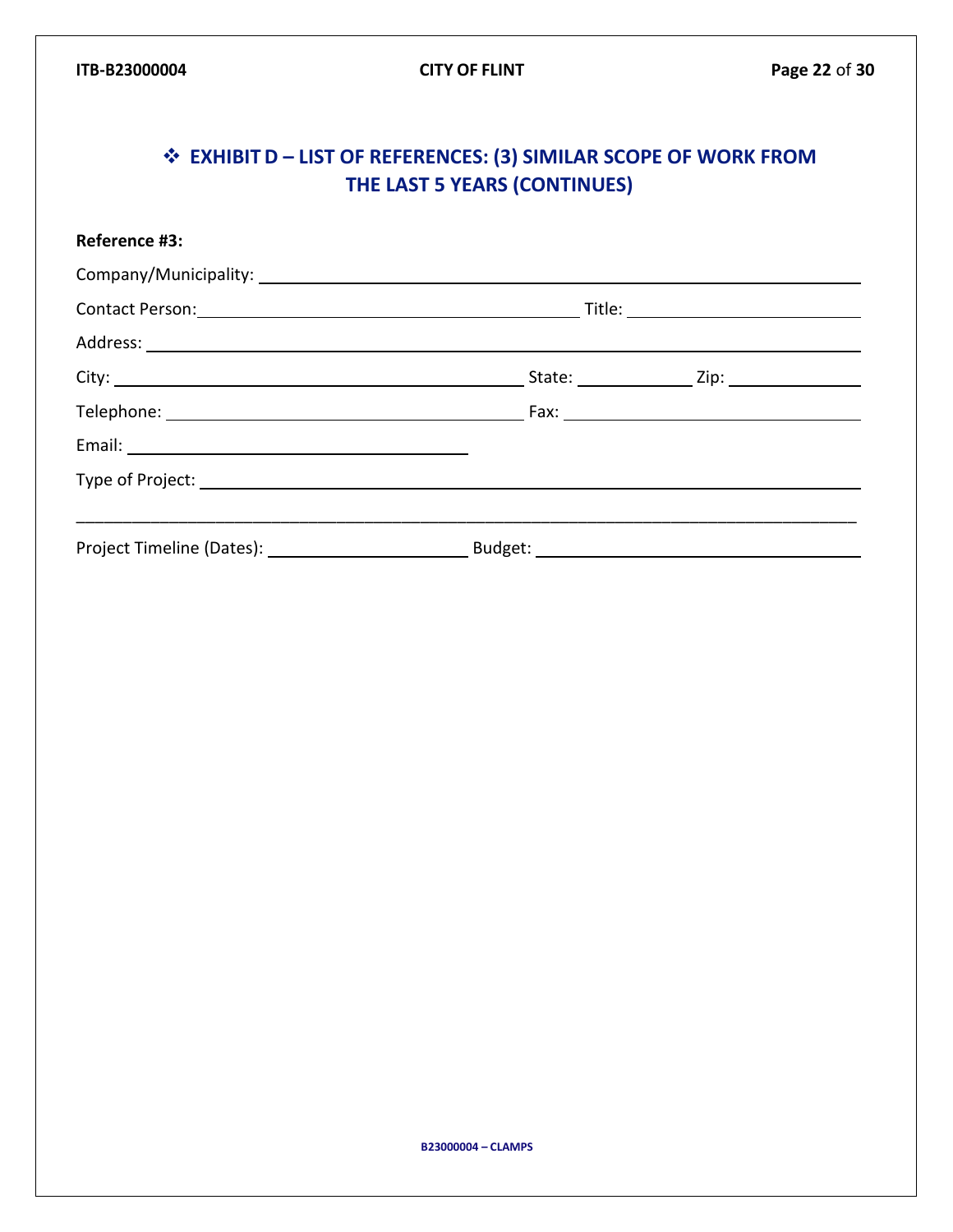## ❖ EXHIBIT D – LIST OF REFERENCES: (3) SIMILAR SCOPE OF WORK FROM THE LAST 5 YEARS (CONTINUES)

**Reference #3:**

Company/Municipality: ______________________________________________

Contact Person: ______________________________ Title: ____________________

Address: ______________________________________________

City: ______________________________ State: __________ Zip: ____________

Telephone: ______________________________ Fax: ______________________________

Email: ______________________________

Type of Project: ______________________________________________

______________________________________________________________________

Project Timeline (Dates): ____________________ Budget: ______________________________

B23000004 – CLAMPS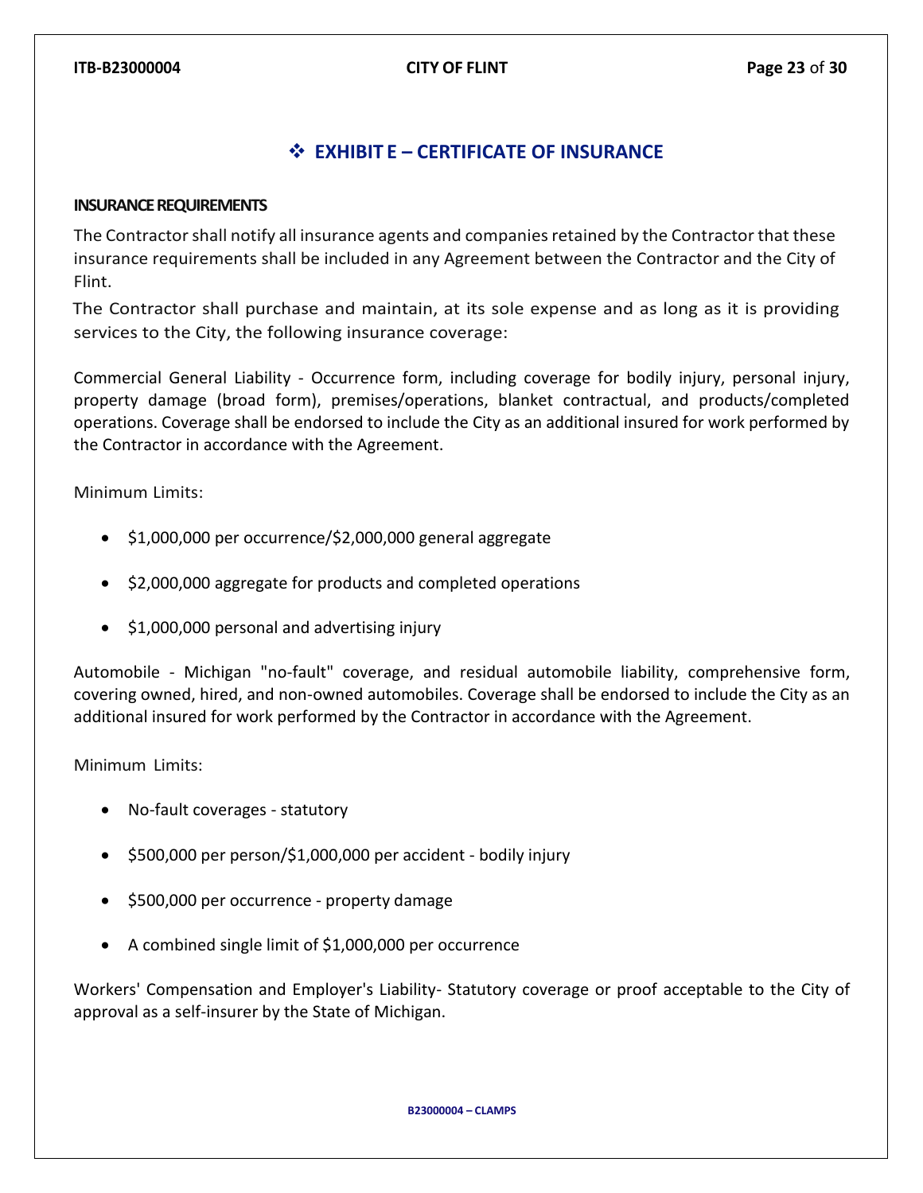## ❖ EXHIBIT E – CERTIFICATE OF INSURANCE

**INSURANCE REQUIREMENTS**

The Contractor shall notify all insurance agents and companies retained by the Contractor that these insurance requirements shall be included in any Agreement between the Contractor and the City of Flint.

The Contractor shall purchase and maintain, at its sole expense and as long as it is providing services to the City, the following insurance coverage:

Commercial General Liability - Occurrence form, including coverage for bodily injury, personal injury, property damage (broad form), premises/operations, blanket contractual, and products/completed operations. Coverage shall be endorsed to include the City as an additional insured for work performed by the Contractor in accordance with the Agreement.

Minimum Limits:

- $1,000,000 per occurrence/$2,000,000 general aggregate
- $2,000,000 aggregate for products and completed operations
- $1,000,000 personal and advertising injury

Automobile - Michigan "no-fault" coverage, and residual automobile liability, comprehensive form, covering owned, hired, and non-owned automobiles. Coverage shall be endorsed to include the City as an additional insured for work performed by the Contractor in accordance with the Agreement.

Minimum Limits:

- No-fault coverages - statutory
- $500,000 per person/$1,000,000 per accident - bodily injury
- $500,000 per occurrence - property damage
- A combined single limit of $1,000,000 per occurrence

Workers' Compensation and Employer's Liability- Statutory coverage or proof acceptable to the City of approval as a self-insurer by the State of Michigan.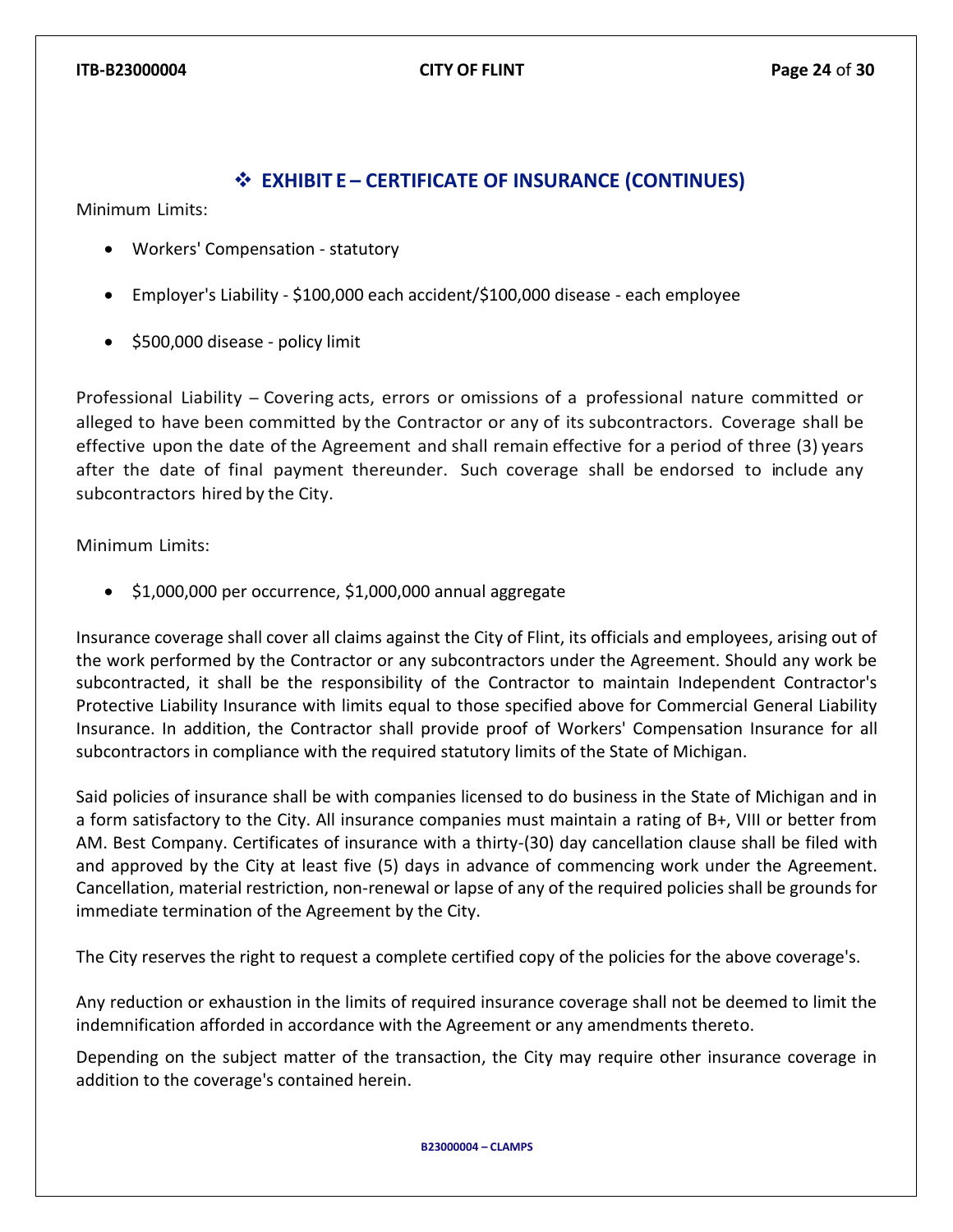## ❖ EXHIBIT E – CERTIFICATE OF INSURANCE (CONTINUES)

Minimum Limits:

- Workers' Compensation - statutory
- Employer's Liability - $100,000 each accident/$100,000 disease - each employee
- $500,000 disease - policy limit

Professional Liability – Covering acts, errors or omissions of a professional nature committed or alleged to have been committed by the Contractor or any of its subcontractors. Coverage shall be effective upon the date of the Agreement and shall remain effective for a period of three (3) years after the date of final payment thereunder. Such coverage shall be endorsed to include any subcontractors hired by the City.

Minimum Limits:

- $1,000,000 per occurrence, $1,000,000 annual aggregate

Insurance coverage shall cover all claims against the City of Flint, its officials and employees, arising out of the work performed by the Contractor or any subcontractors under the Agreement. Should any work be subcontracted, it shall be the responsibility of the Contractor to maintain Independent Contractor's Protective Liability Insurance with limits equal to those specified above for Commercial General Liability Insurance. In addition, the Contractor shall provide proof of Workers' Compensation Insurance for all subcontractors in compliance with the required statutory limits of the State of Michigan.

Said policies of insurance shall be with companies licensed to do business in the State of Michigan and in a form satisfactory to the City. All insurance companies must maintain a rating of B+, VIII or better from AM. Best Company. Certificates of insurance with a thirty-(30) day cancellation clause shall be filed with and approved by the City at least five (5) days in advance of commencing work under the Agreement. Cancellation, material restriction, non-renewal or lapse of any of the required policies shall be grounds for immediate termination of the Agreement by the City.

The City reserves the right to request a complete certified copy of the policies for the above coverage's.

Any reduction or exhaustion in the limits of required insurance coverage shall not be deemed to limit the indemnification afforded in accordance with the Agreement or any amendments thereto.

Depending on the subject matter of the transaction, the City may require other insurance coverage in addition to the coverage's contained herein.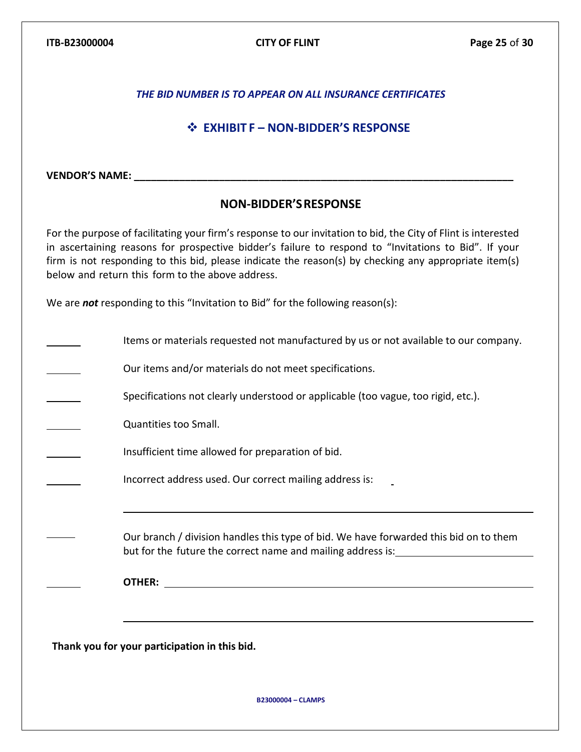***THE BID NUMBER IS TO APPEAR ON ALL INSURANCE CERTIFICATES***

## ❖ EXHIBIT F – NON-BIDDER'S RESPONSE

**VENDOR'S NAME: ______________________________________________________________**

### NON-BIDDER'S RESPONSE

For the purpose of facilitating your firm's response to our invitation to bid, the City of Flint is interested in ascertaining reasons for prospective bidder's failure to respond to "Invitations to Bid". If your firm is not responding to this bid, please indicate the reason(s) by checking any appropriate item(s) below and return this form to the above address.

We are ***not*** responding to this "Invitation to Bid" for the following reason(s):

______ Items or materials requested not manufactured by us or not available to our company.

______ Our items and/or materials do not meet specifications.

______ Specifications not clearly understood or applicable (too vague, too rigid, etc.).

______ Quantities too Small.

______ Insufficient time allowed for preparation of bid.

______ Incorrect address used. Our correct mailing address is:

______________________________________________________________

______ Our branch / division handles this type of bid. We have forwarded this bid on to them but for the future the correct name and mailing address is: ________________________

______ **OTHER:** ______________________________________________________

______________________________________________________________

**Thank you for your participation in this bid.**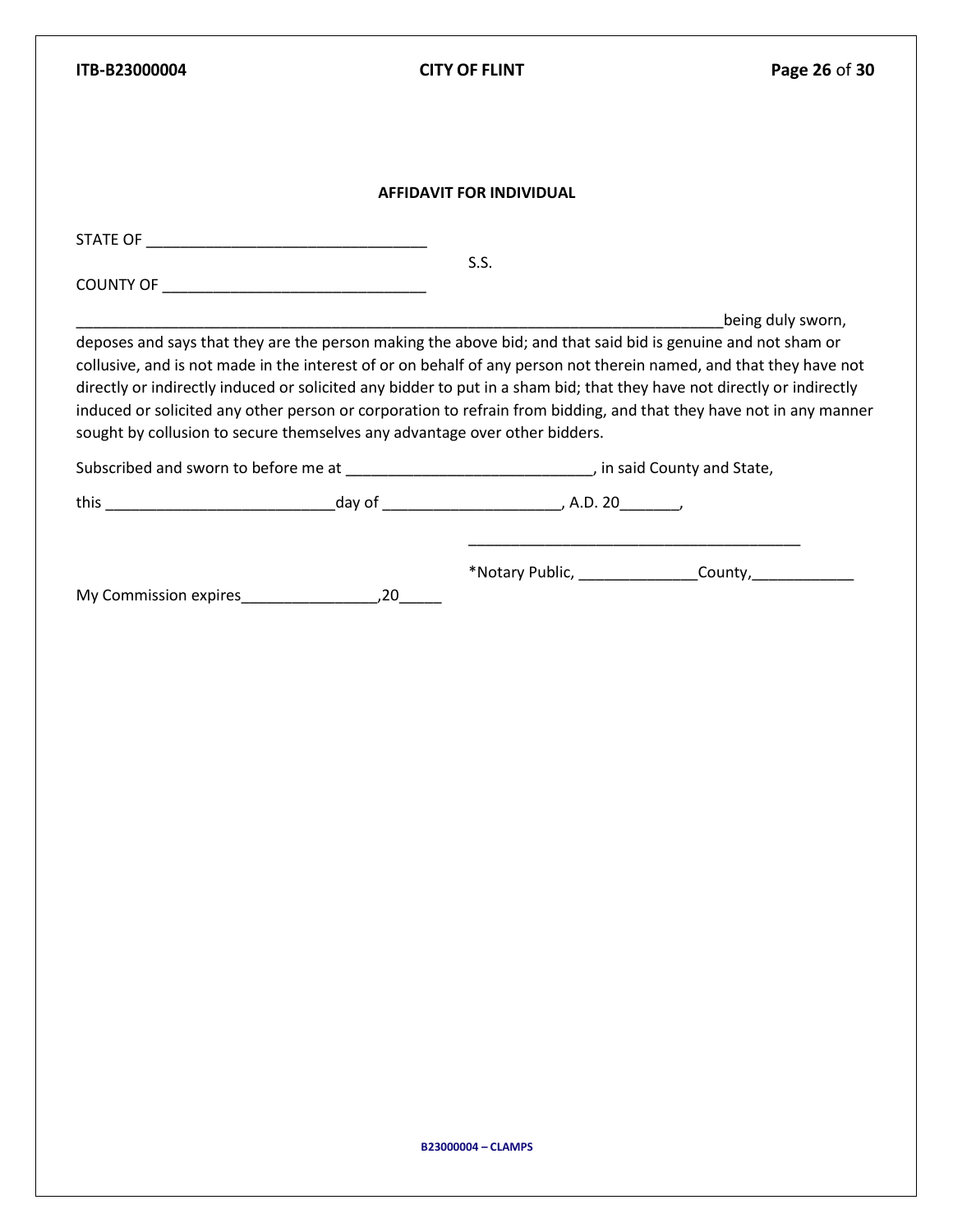### AFFIDAVIT FOR INDIVIDUAL

STATE OF ________________________________

S.S.

COUNTY OF ______________________________

_____________________________________________________________________________being duly sworn, deposes and says that they are the person making the above bid; and that said bid is genuine and not sham or collusive, and is not made in the interest of or on behalf of any person not therein named, and that they have not directly or indirectly induced or solicited any bidder to put in a sham bid; that they have not directly or indirectly induced or solicited any other person or corporation to refrain from bidding, and that they have not in any manner sought by collusion to secure themselves any advantage over other bidders.

Subscribed and sworn to before me at ____________________________, in said County and State,

this __________________________day of ____________________, A.D. 20_______,

______________________________________

*Notary Public, ______________County,____________

My Commission expires________________,20_____

B23000004 – CLAMPS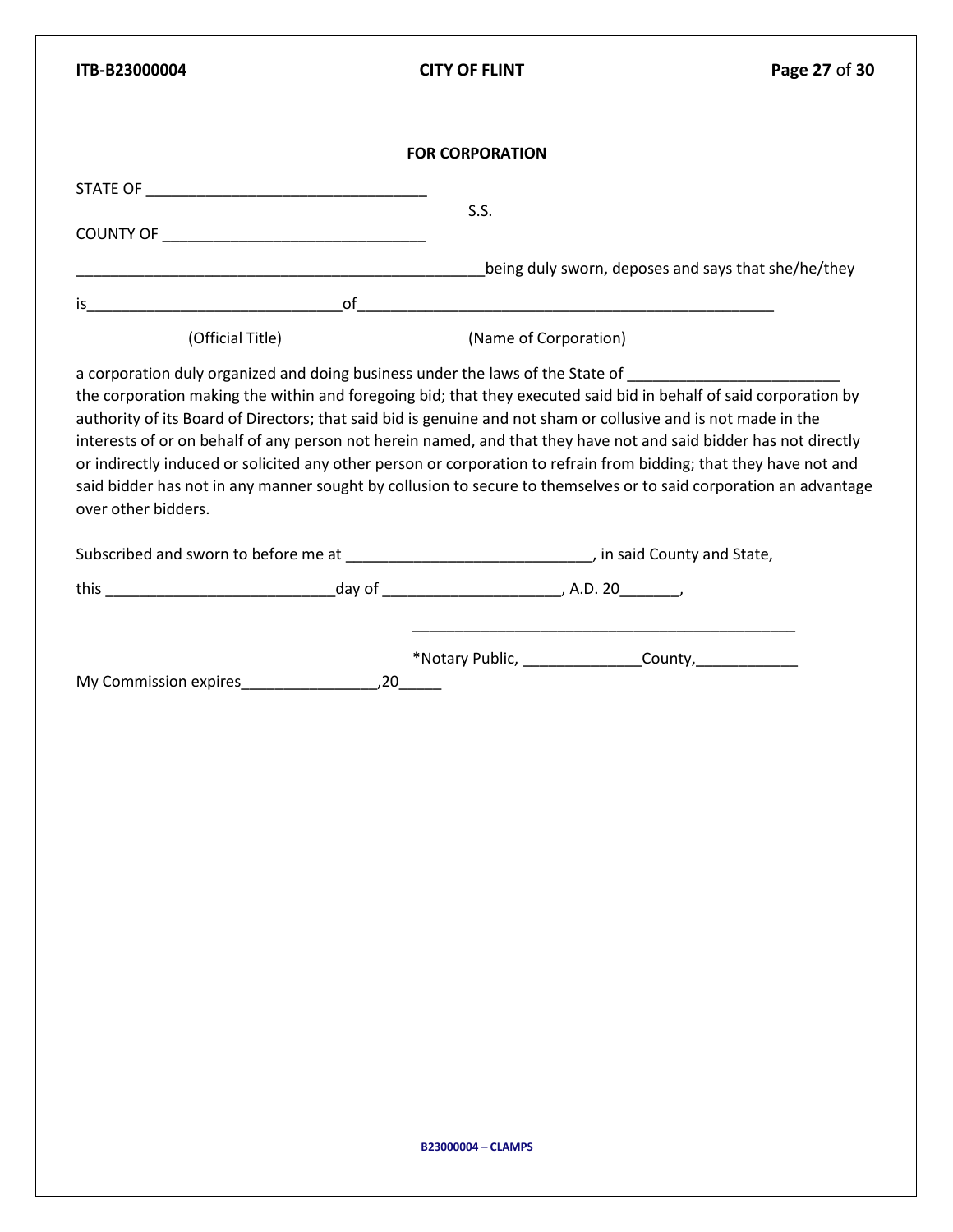## FOR CORPORATION

STATE OF ________________________________

S.S.

COUNTY OF ______________________________

_______________________________________________being duly sworn, deposes and says that she/he/they

is_____________________________of__________________________________________________

(Official Title) (Name of Corporation)

a corporation duly organized and doing business under the laws of the State of ________________________ the corporation making the within and foregoing bid; that they executed said bid in behalf of said corporation by authority of its Board of Directors; that said bid is genuine and not sham or collusive and is not made in the interests of or on behalf of any person not herein named, and that they have not and said bidder has not directly or indirectly induced or solicited any other person or corporation to refrain from bidding; that they have not and said bidder has not in any manner sought by collusion to secure to themselves or to said corporation an advantage over other bidders.

Subscribed and sworn to before me at ____________________________, in said County and State,

this __________________________day of ____________________, A.D. 20_______,

______________________________________________

*Notary Public, ______________County,____________

My Commission expires________________,20_____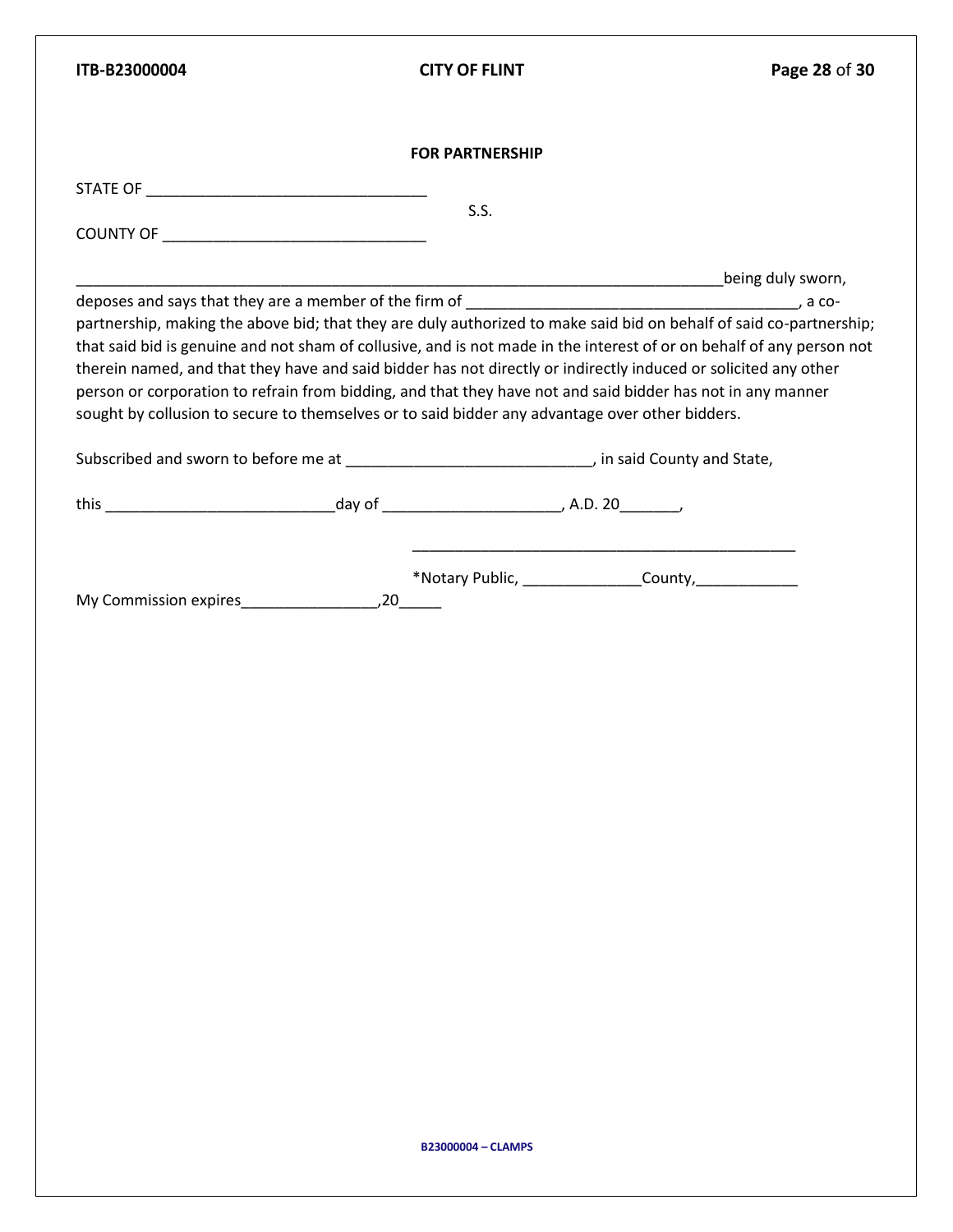**FOR PARTNERSHIP**

STATE OF ________________________________

S.S.

COUNTY OF ______________________________

_____________________________________________________________________being duly sworn, deposes and says that they are a member of the firm of ______________________________________, a co-partnership, making the above bid; that they are duly authorized to make said bid on behalf of said co-partnership; that said bid is genuine and not sham of collusive, and is not made in the interest of or on behalf of any person not therein named, and that they have and said bidder has not directly or indirectly induced or solicited any other person or corporation to refrain from bidding, and that they have not and said bidder has not in any manner sought by collusion to secure to themselves or to said bidder any advantage over other bidders.

Subscribed and sworn to before me at ____________________________, in said County and State,

this __________________________day of ____________________, A.D. 20_______,

_____________________________________________

*Notary Public, _____________County,____________

My Commission expires_______________,20_____

B23000004 – CLAMPS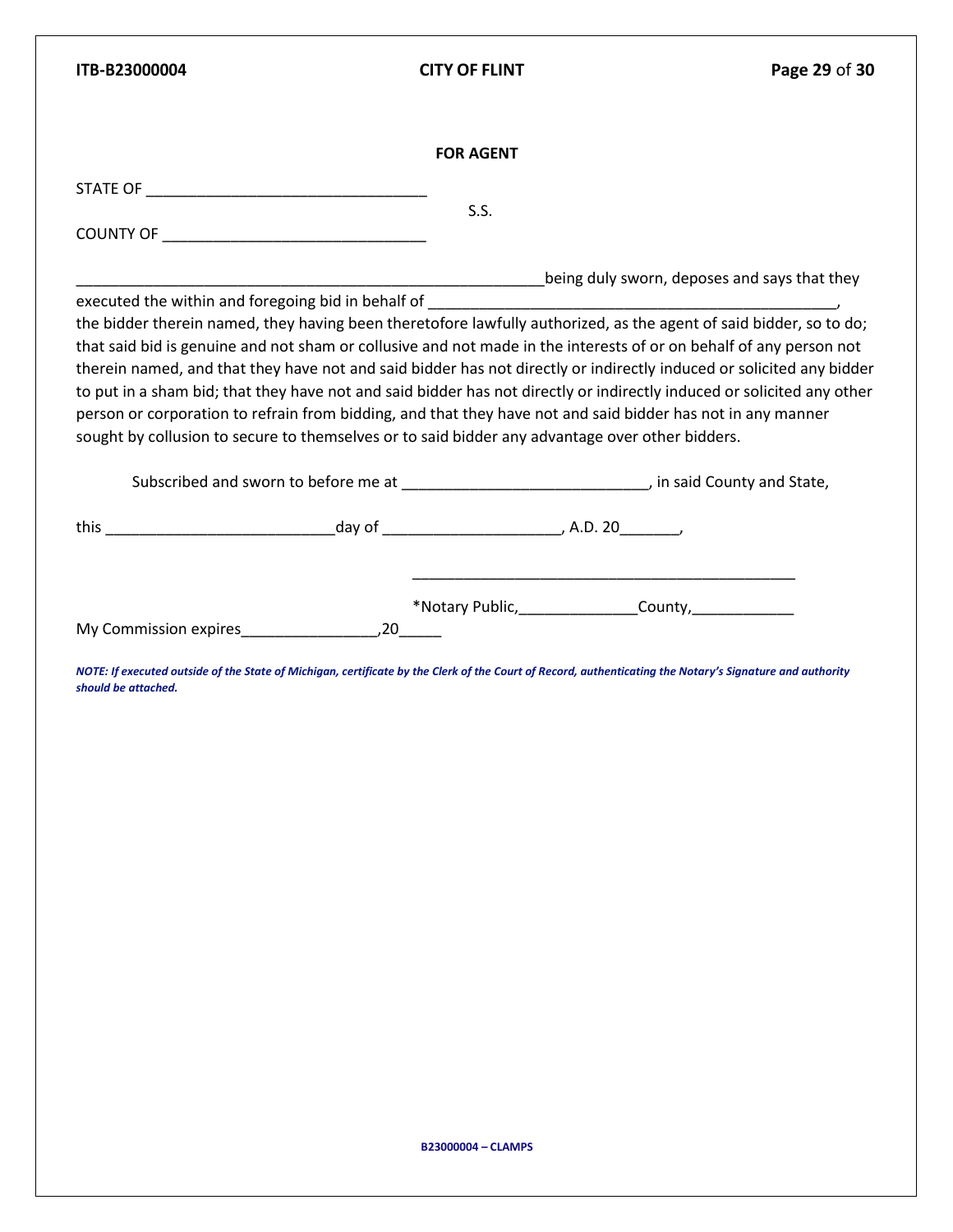## FOR AGENT

STATE OF ________________________________

S.S.

COUNTY OF ______________________________

_____________________________________________________being duly sworn, deposes and says that they executed the within and foregoing bid in behalf of ________________________________________________, the bidder therein named, they having been theretofore lawfully authorized, as the agent of said bidder, so to do; that said bid is genuine and not sham or collusive and not made in the interests of or on behalf of any person not therein named, and that they have not and said bidder has not directly or indirectly induced or solicited any bidder to put in a sham bid; that they have not and said bidder has not directly or indirectly induced or solicited any other person or corporation to refrain from bidding, and that they have not and said bidder has not in any manner sought by collusion to secure to themselves or to said bidder any advantage over other bidders.

Subscribed and sworn to before me at ____________________________, in said County and State,

this __________________________day of ____________________, A.D. 20_______,

_____________________________________________

*Notary Public,______________County,____________

My Commission expires________________,20_____

***NOTE: If executed outside of the State of Michigan, certificate by the Clerk of the Court of Record, authenticating the Notary's Signature and authority should be attached.***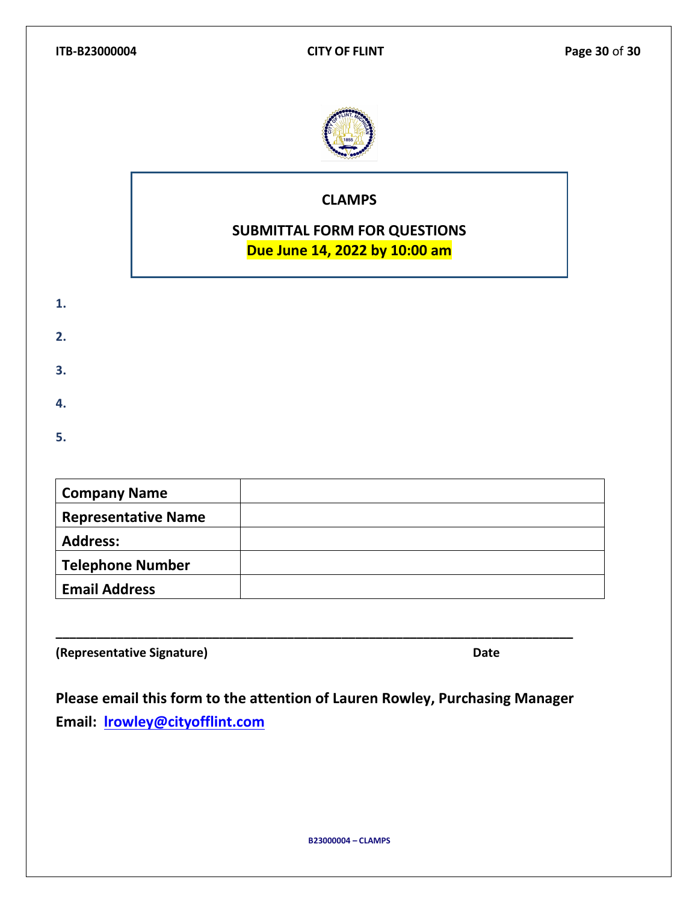# CLAMPS

## SUBMITTAL FORM FOR QUESTIONS

**Due June 14, 2022 by 10:00 am**

1.

2.

3.

4.

5.

| | |
|---|---|
| **Company Name** | |
| **Representative Name** | |
| **Address:** | |
| **Telephone Number** | |
| **Email Address** | |

\_\_\_\_\_\_\_\_\_\_\_\_\_\_\_\_\_\_\_\_\_\_\_\_\_\_\_\_\_\_\_\_\_\_\_\_\_\_\_\_\_\_\_\_\_\_\_\_\_\_\_\_\_\_\_\_\_\_\_\_\_\_\_\_\_\_\_\_\_\_\_\_

**(Representative Signature)** **Date**

**Please email this form to the attention of Lauren Rowley, Purchasing Manager**

**Email: [lrowley@cityofflint.com](mailto:lrowley@cityofflint.com)**